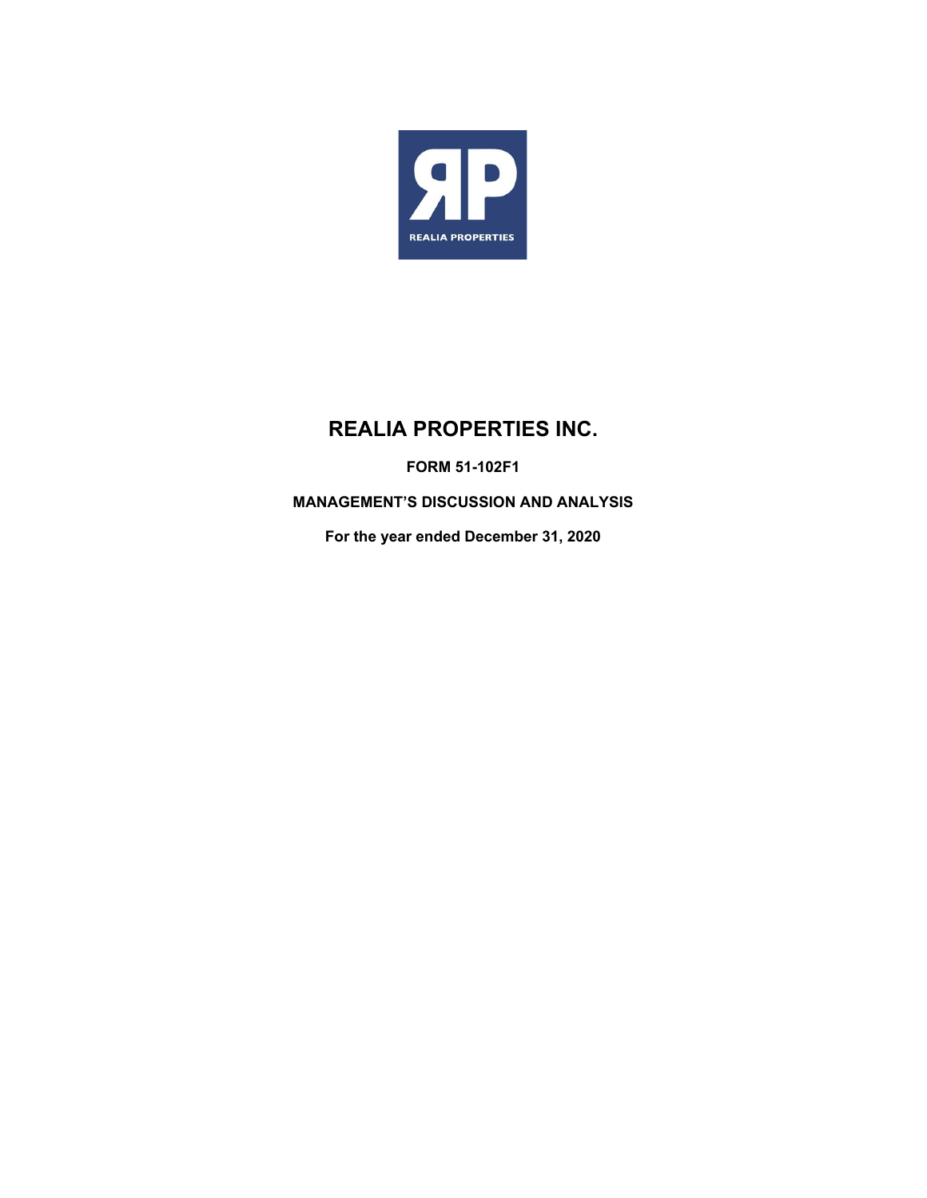# REALIA PROPERTIES INC.

**FORM 51-102F1**

**MANAGEMENT'S DISCUSSION AND ANALYSIS**

**For the year ended December 31, 2020**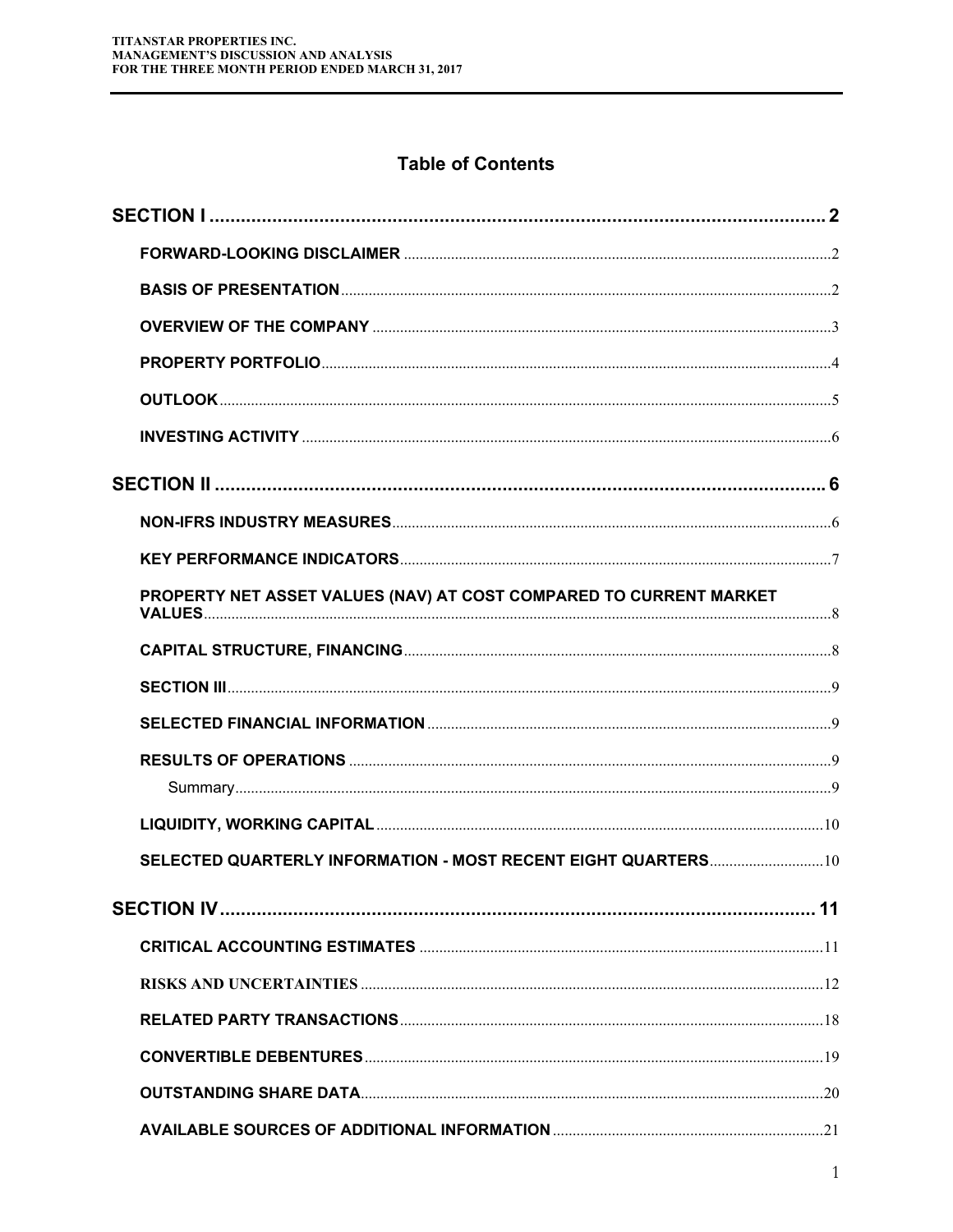## Table of Contents

| | |
|---|---|
| **SECTION I** | **2** |
| FORWARD-LOOKING DISCLAIMER | 2 |
| BASIS OF PRESENTATION | 2 |
| OVERVIEW OF THE COMPANY | 3 |
| PROPERTY PORTFOLIO | 4 |
| OUTLOOK | 5 |
| INVESTING ACTIVITY | 6 |
| **SECTION II** | **6** |
| NON-IFRS INDUSTRY MEASURES | 6 |
| KEY PERFORMANCE INDICATORS | 7 |
| PROPERTY NET ASSET VALUES (NAV) AT COST COMPARED TO CURRENT MARKET VALUES | 8 |
| CAPITAL STRUCTURE, FINANCING | 8 |
| SECTION III | 9 |
| SELECTED FINANCIAL INFORMATION | 9 |
| RESULTS OF OPERATIONS | 9 |
| Summary | 9 |
| LIQUIDITY, WORKING CAPITAL | 10 |
| SELECTED QUARTERLY INFORMATION - MOST RECENT EIGHT QUARTERS | 10 |
| **SECTION IV** | **11** |
| CRITICAL ACCOUNTING ESTIMATES | 11 |
| RISKS AND UNCERTAINTIES | 12 |
| RELATED PARTY TRANSACTIONS | 18 |
| CONVERTIBLE DEBENTURES | 19 |
| OUTSTANDING SHARE DATA | 20 |
| AVAILABLE SOURCES OF ADDITIONAL INFORMATION | 21 |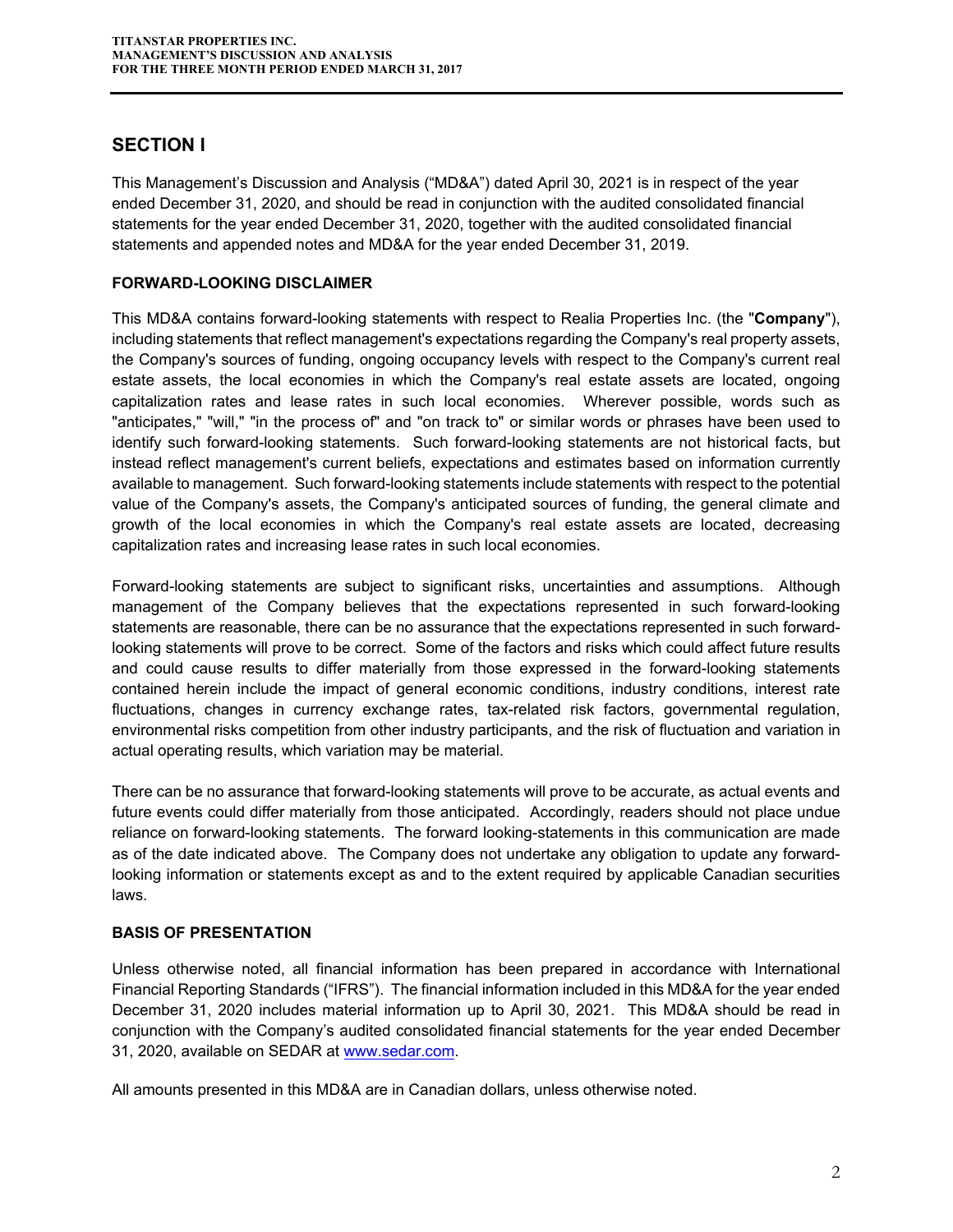## SECTION I

This Management's Discussion and Analysis ("MD&A") dated April 30, 2021 is in respect of the year ended December 31, 2020, and should be read in conjunction with the audited consolidated financial statements for the year ended December 31, 2020, together with the audited consolidated financial statements and appended notes and MD&A for the year ended December 31, 2019.

### FORWARD-LOOKING DISCLAIMER

This MD&A contains forward-looking statements with respect to Realia Properties Inc. (the "**Company**"), including statements that reflect management's expectations regarding the Company's real property assets, the Company's sources of funding, ongoing occupancy levels with respect to the Company's current real estate assets, the local economies in which the Company's real estate assets are located, ongoing capitalization rates and lease rates in such local economies. Wherever possible, words such as "anticipates," "will," "in the process of" and "on track to" or similar words or phrases have been used to identify such forward-looking statements. Such forward-looking statements are not historical facts, but instead reflect management's current beliefs, expectations and estimates based on information currently available to management. Such forward-looking statements include statements with respect to the potential value of the Company's assets, the Company's anticipated sources of funding, the general climate and growth of the local economies in which the Company's real estate assets are located, decreasing capitalization rates and increasing lease rates in such local economies.

Forward-looking statements are subject to significant risks, uncertainties and assumptions. Although management of the Company believes that the expectations represented in such forward-looking statements are reasonable, there can be no assurance that the expectations represented in such forward-looking statements will prove to be correct. Some of the factors and risks which could affect future results and could cause results to differ materially from those expressed in the forward-looking statements contained herein include the impact of general economic conditions, industry conditions, interest rate fluctuations, changes in currency exchange rates, tax-related risk factors, governmental regulation, environmental risks competition from other industry participants, and the risk of fluctuation and variation in actual operating results, which variation may be material.

There can be no assurance that forward-looking statements will prove to be accurate, as actual events and future events could differ materially from those anticipated. Accordingly, readers should not place undue reliance on forward-looking statements. The forward looking-statements in this communication are made as of the date indicated above. The Company does not undertake any obligation to update any forward-looking information or statements except as and to the extent required by applicable Canadian securities laws.

### BASIS OF PRESENTATION

Unless otherwise noted, all financial information has been prepared in accordance with International Financial Reporting Standards ("IFRS"). The financial information included in this MD&A for the year ended December 31, 2020 includes material information up to April 30, 2021. This MD&A should be read in conjunction with the Company's audited consolidated financial statements for the year ended December 31, 2020, available on SEDAR at www.sedar.com.

All amounts presented in this MD&A are in Canadian dollars, unless otherwise noted.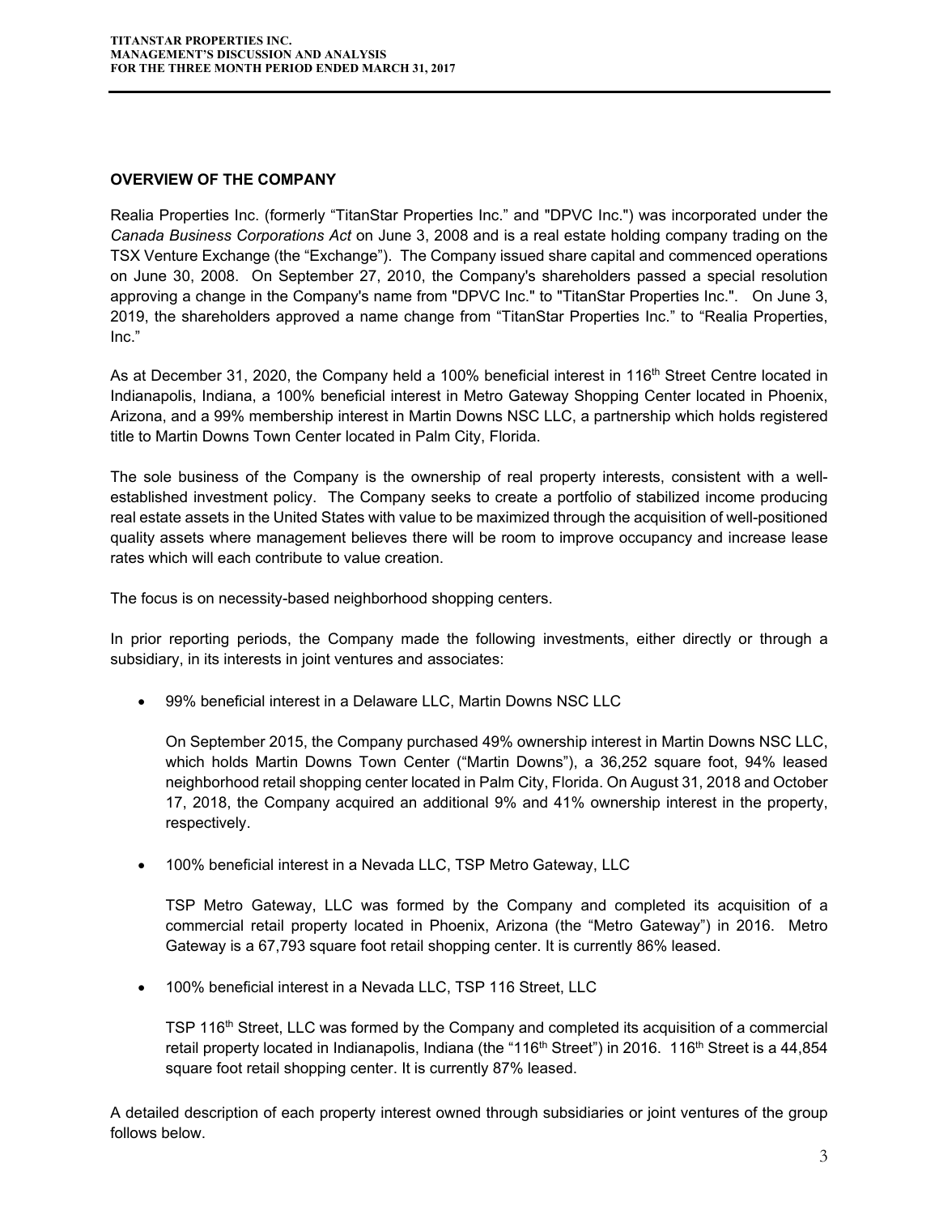## OVERVIEW OF THE COMPANY

Realia Properties Inc. (formerly "TitanStar Properties Inc." and "DPVC Inc.") was incorporated under the *Canada Business Corporations Act* on June 3, 2008 and is a real estate holding company trading on the TSX Venture Exchange (the "Exchange"). The Company issued share capital and commenced operations on June 30, 2008. On September 27, 2010, the Company's shareholders passed a special resolution approving a change in the Company's name from "DPVC Inc." to "TitanStar Properties Inc.". On June 3, 2019, the shareholders approved a name change from "TitanStar Properties Inc." to "Realia Properties, Inc."

As at December 31, 2020, the Company held a 100% beneficial interest in 116th Street Centre located in Indianapolis, Indiana, a 100% beneficial interest in Metro Gateway Shopping Center located in Phoenix, Arizona, and a 99% membership interest in Martin Downs NSC LLC, a partnership which holds registered title to Martin Downs Town Center located in Palm City, Florida.

The sole business of the Company is the ownership of real property interests, consistent with a well-established investment policy. The Company seeks to create a portfolio of stabilized income producing real estate assets in the United States with value to be maximized through the acquisition of well-positioned quality assets where management believes there will be room to improve occupancy and increase lease rates which will each contribute to value creation.

The focus is on necessity-based neighborhood shopping centers.

In prior reporting periods, the Company made the following investments, either directly or through a subsidiary, in its interests in joint ventures and associates:

- 99% beneficial interest in a Delaware LLC, Martin Downs NSC LLC

  On September 2015, the Company purchased 49% ownership interest in Martin Downs NSC LLC, which holds Martin Downs Town Center ("Martin Downs"), a 36,252 square foot, 94% leased neighborhood retail shopping center located in Palm City, Florida. On August 31, 2018 and October 17, 2018, the Company acquired an additional 9% and 41% ownership interest in the property, respectively.

- 100% beneficial interest in a Nevada LLC, TSP Metro Gateway, LLC

  TSP Metro Gateway, LLC was formed by the Company and completed its acquisition of a commercial retail property located in Phoenix, Arizona (the "Metro Gateway") in 2016. Metro Gateway is a 67,793 square foot retail shopping center. It is currently 86% leased.

- 100% beneficial interest in a Nevada LLC, TSP 116 Street, LLC

  TSP 116th Street, LLC was formed by the Company and completed its acquisition of a commercial retail property located in Indianapolis, Indiana (the "116th Street") in 2016. 116th Street is a 44,854 square foot retail shopping center. It is currently 87% leased.

A detailed description of each property interest owned through subsidiaries or joint ventures of the group follows below.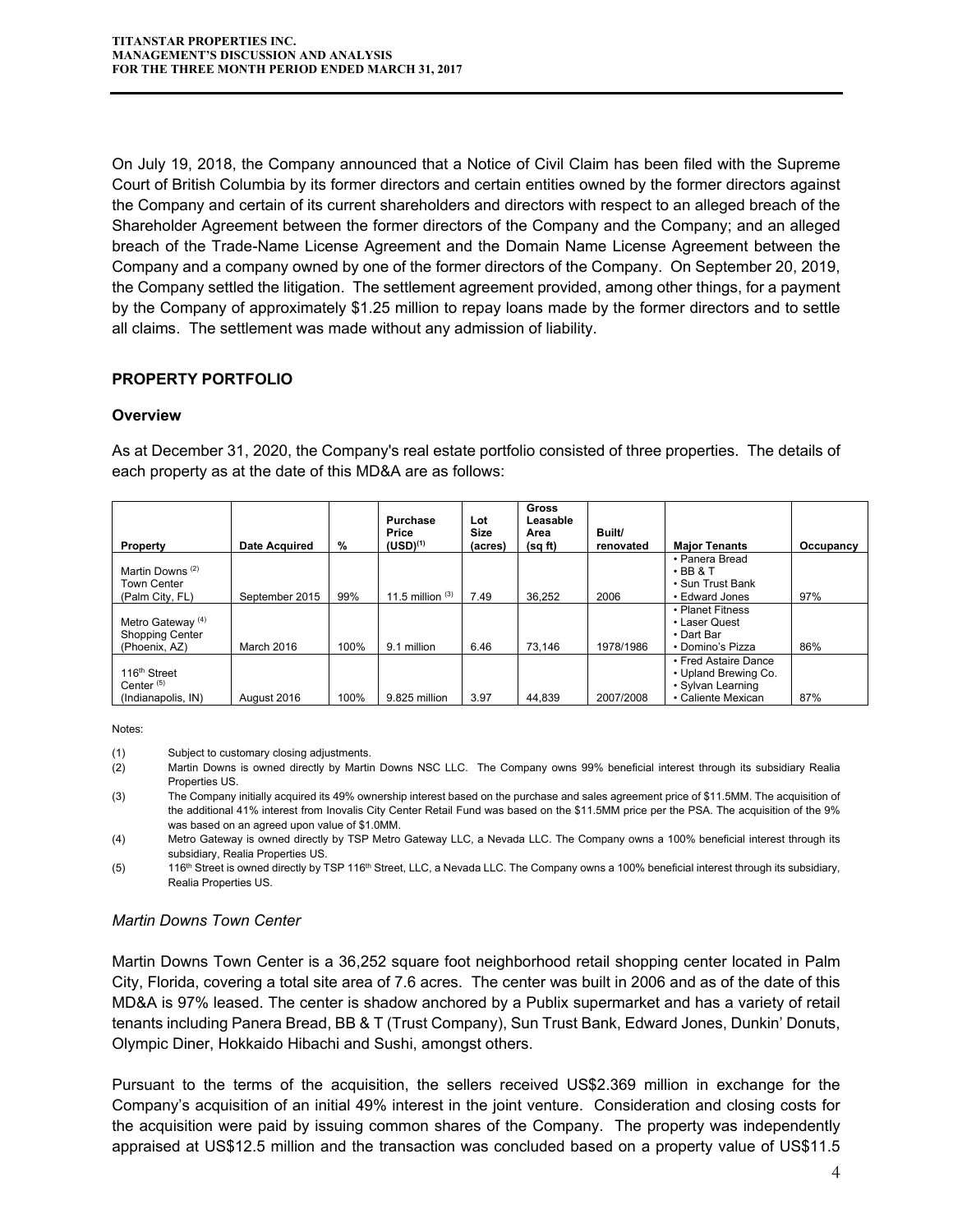On July 19, 2018, the Company announced that a Notice of Civil Claim has been filed with the Supreme Court of British Columbia by its former directors and certain entities owned by the former directors against the Company and certain of its current shareholders and directors with respect to an alleged breach of the Shareholder Agreement between the former directors of the Company and the Company; and an alleged breach of the Trade-Name License Agreement and the Domain Name License Agreement between the Company and a company owned by one of the former directors of the Company. On September 20, 2019, the Company settled the litigation. The settlement agreement provided, among other things, for a payment by the Company of approximately $1.25 million to repay loans made by the former directors and to settle all claims. The settlement was made without any admission of liability.

## PROPERTY PORTFOLIO

### Overview

As at December 31, 2020, the Company's real estate portfolio consisted of three properties. The details of each property as at the date of this MD&A are as follows:

| Property | Date Acquired | % | Purchase Price (USD)(1) | Lot Size (acres) | Gross Leasable Area (sq ft) | Built/ renovated | Major Tenants | Occupancy |
|---|---|---|---|---|---|---|---|---|
| Martin Downs (2) Town Center (Palm City, FL) | September 2015 | 99% | 11.5 million (3) | 7.49 | 36,252 | 2006 | • Panera Bread • BB & T • Sun Trust Bank • Edward Jones | 97% |
| Metro Gateway (4) Shopping Center (Phoenix, AZ) | March 2016 | 100% | 9.1 million | 6.46 | 73,146 | 1978/1986 | • Planet Fitness • Laser Quest • Dart Bar • Domino's Pizza | 86% |
| 116th Street Center (5) (Indianapolis, IN) | August 2016 | 100% | 9.825 million | 3.97 | 44,839 | 2007/2008 | • Fred Astaire Dance • Upland Brewing Co. • Sylvan Learning • Caliente Mexican | 87% |

Notes:

(1) Subject to customary closing adjustments.

(2) Martin Downs is owned directly by Martin Downs NSC LLC. The Company owns 99% beneficial interest through its subsidiary Realia Properties US.

(3) The Company initially acquired its 49% ownership interest based on the purchase and sales agreement price of $11.5MM. The acquisition of the additional 41% interest from Inovalis City Center Retail Fund was based on the $11.5MM price per the PSA. The acquisition of the 9% was based on an agreed upon value of $1.0MM.

(4) Metro Gateway is owned directly by TSP Metro Gateway LLC, a Nevada LLC. The Company owns a 100% beneficial interest through its subsidiary, Realia Properties US.

(5) 116th Street is owned directly by TSP 116th Street, LLC, a Nevada LLC. The Company owns a 100% beneficial interest through its subsidiary, Realia Properties US.

### *Martin Downs Town Center*

Martin Downs Town Center is a 36,252 square foot neighborhood retail shopping center located in Palm City, Florida, covering a total site area of 7.6 acres. The center was built in 2006 and as of the date of this MD&A is 97% leased. The center is shadow anchored by a Publix supermarket and has a variety of retail tenants including Panera Bread, BB & T (Trust Company), Sun Trust Bank, Edward Jones, Dunkin' Donuts, Olympic Diner, Hokkaido Hibachi and Sushi, amongst others.

Pursuant to the terms of the acquisition, the sellers received US$2.369 million in exchange for the Company's acquisition of an initial 49% interest in the joint venture. Consideration and closing costs for the acquisition were paid by issuing common shares of the Company. The property was independently appraised at US$12.5 million and the transaction was concluded based on a property value of US$11.5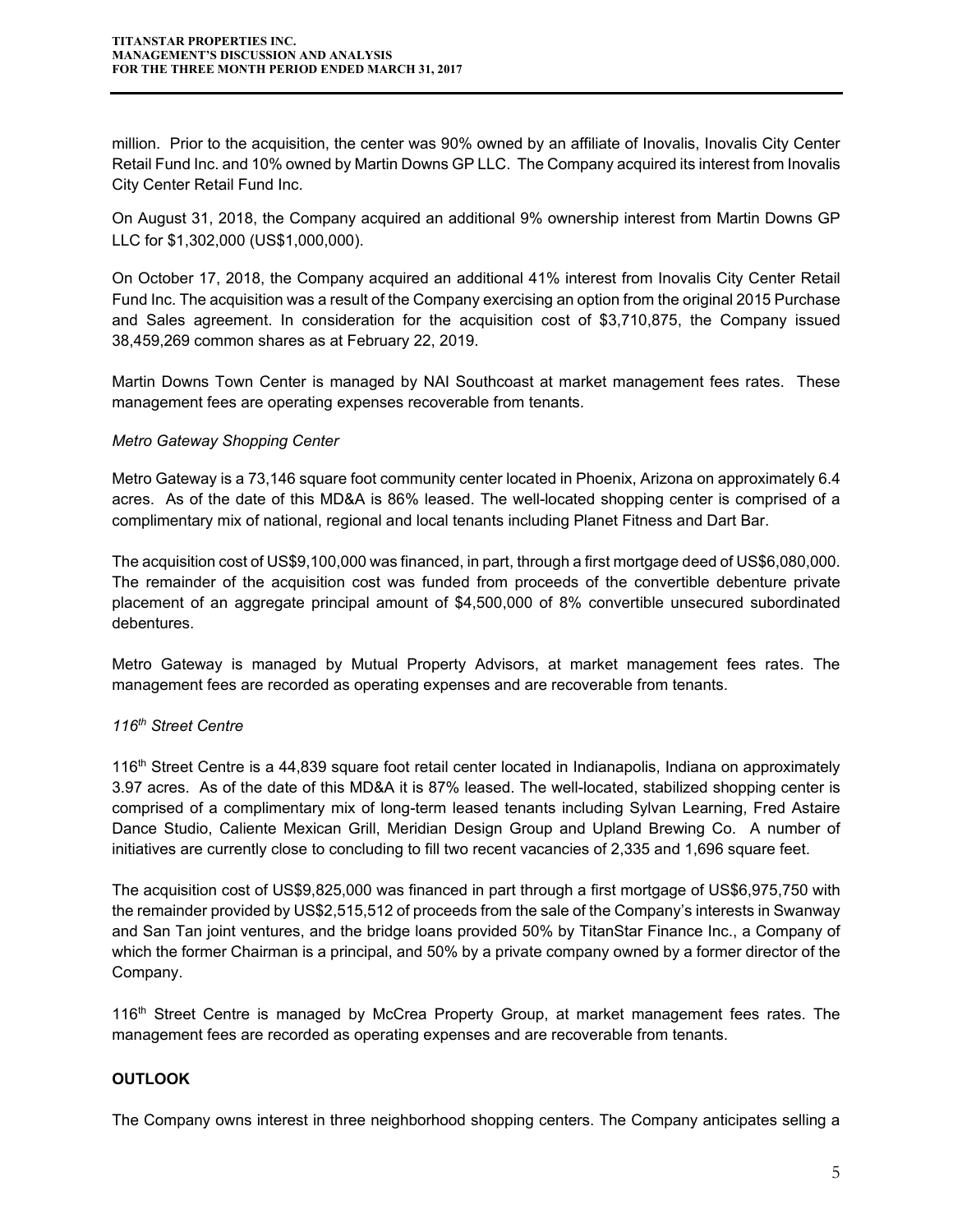million. Prior to the acquisition, the center was 90% owned by an affiliate of Inovalis, Inovalis City Center Retail Fund Inc. and 10% owned by Martin Downs GP LLC. The Company acquired its interest from Inovalis City Center Retail Fund Inc.

On August 31, 2018, the Company acquired an additional 9% ownership interest from Martin Downs GP LLC for $1,302,000 (US$1,000,000).

On October 17, 2018, the Company acquired an additional 41% interest from Inovalis City Center Retail Fund Inc. The acquisition was a result of the Company exercising an option from the original 2015 Purchase and Sales agreement. In consideration for the acquisition cost of $3,710,875, the Company issued 38,459,269 common shares as at February 22, 2019.

Martin Downs Town Center is managed by NAI Southcoast at market management fees rates. These management fees are operating expenses recoverable from tenants.

*Metro Gateway Shopping Center*

Metro Gateway is a 73,146 square foot community center located in Phoenix, Arizona on approximately 6.4 acres. As of the date of this MD&A is 86% leased. The well-located shopping center is comprised of a complimentary mix of national, regional and local tenants including Planet Fitness and Dart Bar.

The acquisition cost of US$9,100,000 was financed, in part, through a first mortgage deed of US$6,080,000. The remainder of the acquisition cost was funded from proceeds of the convertible debenture private placement of an aggregate principal amount of $4,500,000 of 8% convertible unsecured subordinated debentures.

Metro Gateway is managed by Mutual Property Advisors, at market management fees rates. The management fees are recorded as operating expenses and are recoverable from tenants.

*116th Street Centre*

116th Street Centre is a 44,839 square foot retail center located in Indianapolis, Indiana on approximately 3.97 acres. As of the date of this MD&A it is 87% leased. The well-located, stabilized shopping center is comprised of a complimentary mix of long-term leased tenants including Sylvan Learning, Fred Astaire Dance Studio, Caliente Mexican Grill, Meridian Design Group and Upland Brewing Co. A number of initiatives are currently close to concluding to fill two recent vacancies of 2,335 and 1,696 square feet.

The acquisition cost of US$9,825,000 was financed in part through a first mortgage of US$6,975,750 with the remainder provided by US$2,515,512 of proceeds from the sale of the Company's interests in Swanway and San Tan joint ventures, and the bridge loans provided 50% by TitanStar Finance Inc., a Company of which the former Chairman is a principal, and 50% by a private company owned by a former director of the Company.

116th Street Centre is managed by McCrea Property Group, at market management fees rates. The management fees are recorded as operating expenses and are recoverable from tenants.

## OUTLOOK

The Company owns interest in three neighborhood shopping centers. The Company anticipates selling a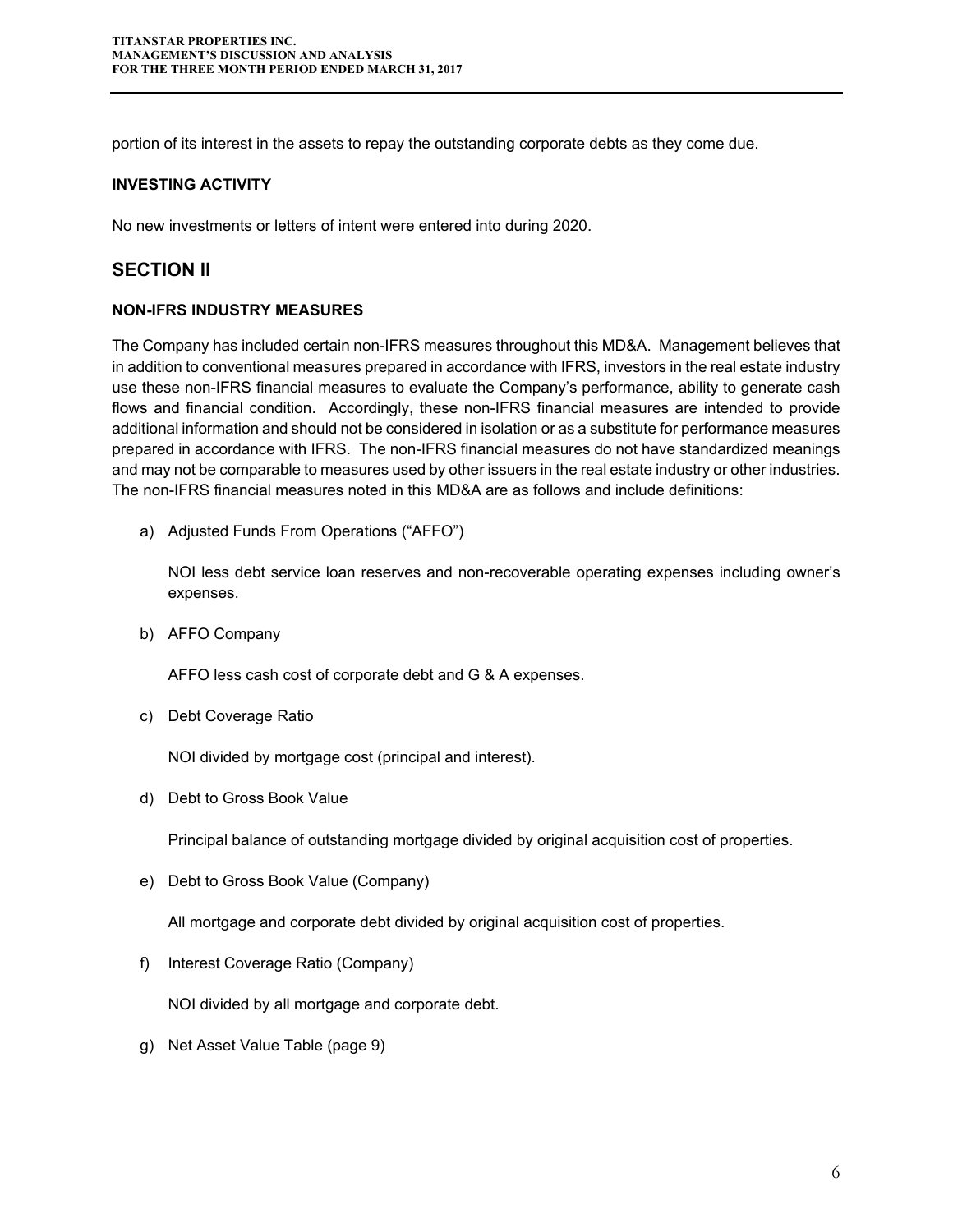portion of its interest in the assets to repay the outstanding corporate debts as they come due.

### INVESTING ACTIVITY

No new investments or letters of intent were entered into during 2020.

## SECTION II

### NON-IFRS INDUSTRY MEASURES

The Company has included certain non-IFRS measures throughout this MD&A. Management believes that in addition to conventional measures prepared in accordance with IFRS, investors in the real estate industry use these non-IFRS financial measures to evaluate the Company's performance, ability to generate cash flows and financial condition. Accordingly, these non-IFRS financial measures are intended to provide additional information and should not be considered in isolation or as a substitute for performance measures prepared in accordance with IFRS. The non-IFRS financial measures do not have standardized meanings and may not be comparable to measures used by other issuers in the real estate industry or other industries. The non-IFRS financial measures noted in this MD&A are as follows and include definitions:

a) Adjusted Funds From Operations ("AFFO")

   NOI less debt service loan reserves and non-recoverable operating expenses including owner's expenses.

b) AFFO Company

   AFFO less cash cost of corporate debt and G & A expenses.

c) Debt Coverage Ratio

   NOI divided by mortgage cost (principal and interest).

d) Debt to Gross Book Value

   Principal balance of outstanding mortgage divided by original acquisition cost of properties.

e) Debt to Gross Book Value (Company)

   All mortgage and corporate debt divided by original acquisition cost of properties.

f) Interest Coverage Ratio (Company)

   NOI divided by all mortgage and corporate debt.

g) Net Asset Value Table (page 9)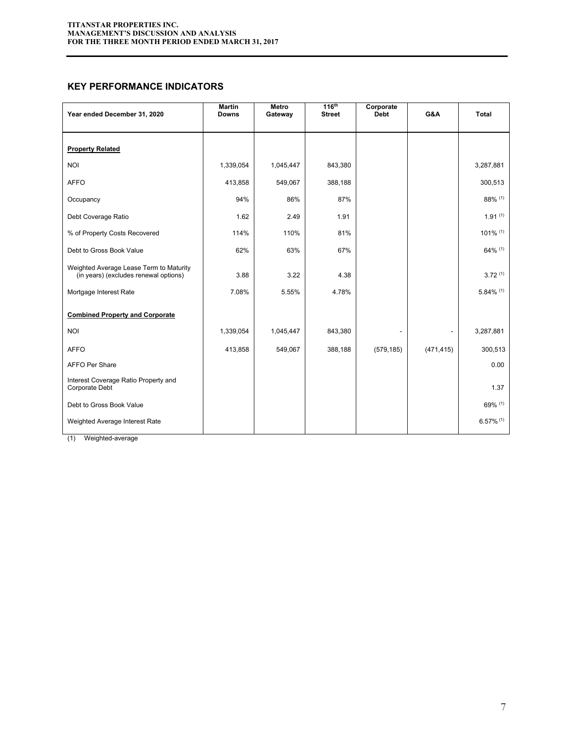## KEY PERFORMANCE INDICATORS

| Year ended December 31, 2020 | Martin Downs | Metro Gateway | 116th Street | Corporate Debt | G&A | Total |
|---|---|---|---|---|---|---|
| **Property Related** | | | | | | |
| NOI | 1,339,054 | 1,045,447 | 843,380 | | | 3,287,881 |
| AFFO | 413,858 | 549,067 | 388,188 | | | 300,513 |
| Occupancy | 94% | 86% | 87% | | | 88% (1) |
| Debt Coverage Ratio | 1.62 | 2.49 | 1.91 | | | 1.91 (1) |
| % of Property Costs Recovered | 114% | 110% | 81% | | | 101% (1) |
| Debt to Gross Book Value | 62% | 63% | 67% | | | 64% (1) |
| Weighted Average Lease Term to Maturity (in years) (excludes renewal options) | 3.88 | 3.22 | 4.38 | | | 3.72 (1) |
| Mortgage Interest Rate | 7.08% | 5.55% | 4.78% | | | 5.84% (1) |
| **Combined Property and Corporate** | | | | | | |
| NOI | 1,339,054 | 1,045,447 | 843,380 | - | - | 3,287,881 |
| AFFO | 413,858 | 549,067 | 388,188 | (579,185) | (471,415) | 300,513 |
| AFFO Per Share | | | | | | 0.00 |
| Interest Coverage Ratio Property and Corporate Debt | | | | | | 1.37 |
| Debt to Gross Book Value | | | | | | 69% (1) |
| Weighted Average Interest Rate | | | | | | 6.57% (1) |

(1) Weighted-average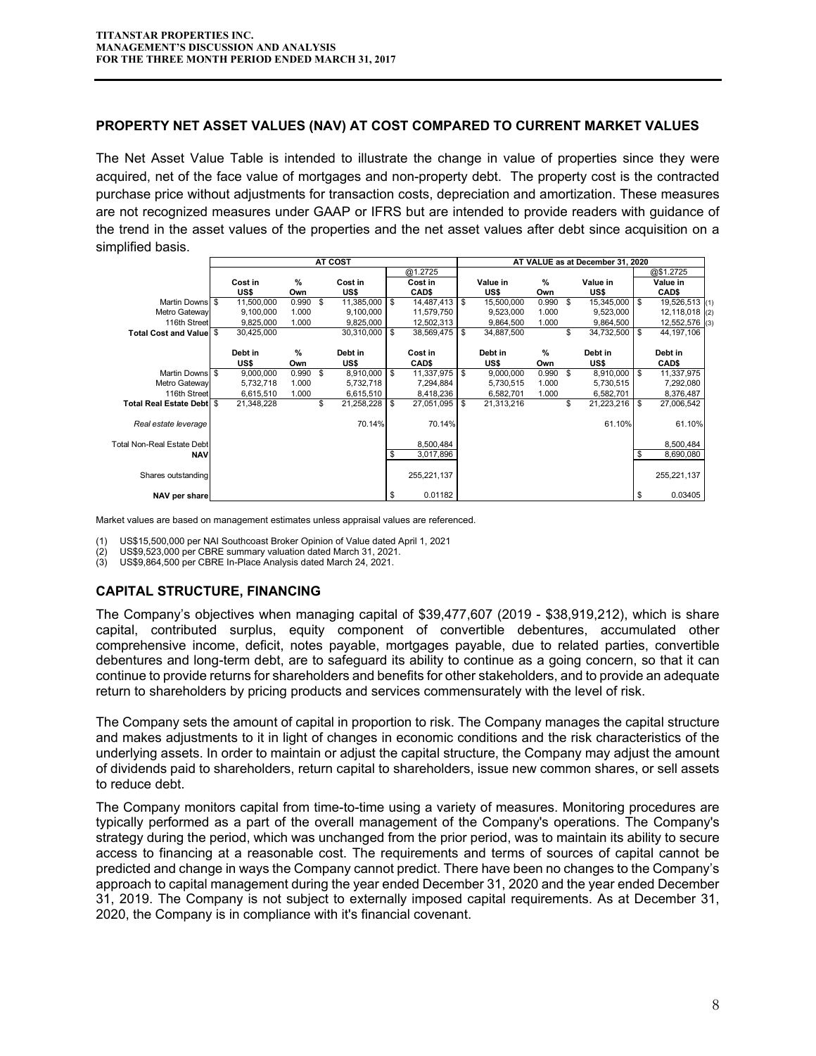## PROPERTY NET ASSET VALUES (NAV) AT COST COMPARED TO CURRENT MARKET VALUES

The Net Asset Value Table is intended to illustrate the change in value of properties since they were acquired, net of the face value of mortgages and non-property debt. The property cost is the contracted purchase price without adjustments for transaction costs, depreciation and amortization. These measures are not recognized measures under GAAP or IFRS but are intended to provide readers with guidance of the trend in the asset values of the properties and the net asset values after debt since acquisition on a simplified basis.

| | AT COST | | | | AT VALUE as at December 31, 2020 | | | | |
|---|---|---|---|---|---|---|---|---|---|
| | | | | @1.2725 | | | | @$1.2725 | |
| | Cost in US$ | % Own | Cost in US$ | Cost in CAD$ | Value in US$ | % Own | Value in US$ | Value in CAD$ | |
| Martin Downs | $ 11,500,000 | 0.990 | $ 11,385,000 | $ 14,487,413 | $ 15,500,000 | 0.990 | $ 15,345,000 | $ 19,526,513 | (1) |
| Metro Gateway | 9,100,000 | 1.000 | 9,100,000 | 11,579,750 | 9,523,000 | 1.000 | 9,523,000 | 12,118,018 | (2) |
| 116th Street | 9,825,000 | 1.000 | 9,825,000 | 12,502,313 | 9,864,500 | 1.000 | 9,864,500 | 12,552,576 | (3) |
| **Total Cost and Value** | $ 30,425,000 | | 30,310,000 | $ 38,569,475 | $ 34,887,500 | | $ 34,732,500 | $ 44,197,106 | |
| | Debt in US$ | % Own | Debt in US$ | Cost in CAD$ | Debt in US$ | % Own | Debt in US$ | Debt in CAD$ | |
| Martin Downs | $ 9,000,000 | 0.990 | $ 8,910,000 | $ 11,337,975 | $ 9,000,000 | 0.990 | $ 8,910,000 | $ 11,337,975 | |
| Metro Gateway | 5,732,718 | 1.000 | 5,732,718 | 7,294,884 | 5,730,515 | 1.000 | 5,730,515 | 7,292,080 | |
| 116th Street | 6,615,510 | 1.000 | 6,615,510 | 8,418,236 | 6,582,701 | 1.000 | 6,582,701 | 8,376,487 | |
| **Total Real Estate Debt** | $ 21,348,228 | | $ 21,258,228 | $ 27,051,095 | $ 21,313,216 | | $ 21,223,216 | $ 27,006,542 | |
| *Real estate leverage* | | | 70.14% | 70.14% | | | 61.10% | 61.10% | |
| Total Non-Real Estate Debt | | | | 8,500,484 | | | | 8,500,484 | |
| **NAV** | | | | $ 3,017,896 | | | | $ 8,690,080 | |
| Shares outstanding | | | | 255,221,137 | | | | 255,221,137 | |
| **NAV per share** | | | | $ 0.01182 | | | | $ 0.03405 | |

Market values are based on management estimates unless appraisal values are referenced.

(1) US$15,500,000 per NAI Southcoast Broker Opinion of Value dated April 1, 2021
(2) US$9,523,000 per CBRE summary valuation dated March 31, 2021.
(3) US$9,864,500 per CBRE In-Place Analysis dated March 24, 2021.

## CAPITAL STRUCTURE, FINANCING

The Company's objectives when managing capital of $39,477,607 (2019 - $38,919,212), which is share capital, contributed surplus, equity component of convertible debentures, accumulated other comprehensive income, deficit, notes payable, mortgages payable, due to related parties, convertible debentures and long-term debt, are to safeguard its ability to continue as a going concern, so that it can continue to provide returns for shareholders and benefits for other stakeholders, and to provide an adequate return to shareholders by pricing products and services commensurately with the level of risk.

The Company sets the amount of capital in proportion to risk. The Company manages the capital structure and makes adjustments to it in light of changes in economic conditions and the risk characteristics of the underlying assets. In order to maintain or adjust the capital structure, the Company may adjust the amount of dividends paid to shareholders, return capital to shareholders, issue new common shares, or sell assets to reduce debt.

The Company monitors capital from time-to-time using a variety of measures. Monitoring procedures are typically performed as a part of the overall management of the Company's operations. The Company's strategy during the period, which was unchanged from the prior period, was to maintain its ability to secure access to financing at a reasonable cost. The requirements and terms of sources of capital cannot be predicted and change in ways the Company cannot predict. There have been no changes to the Company's approach to capital management during the year ended December 31, 2020 and the year ended December 31, 2019. The Company is not subject to externally imposed capital requirements. As at December 31, 2020, the Company is in compliance with it's financial covenant.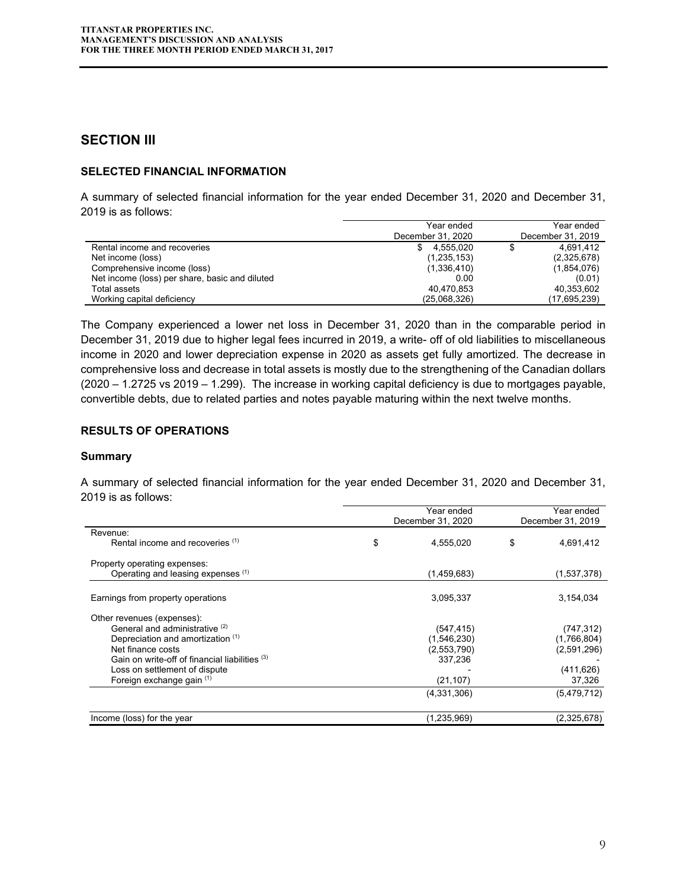## SECTION III

### SELECTED FINANCIAL INFORMATION

A summary of selected financial information for the year ended December 31, 2020 and December 31, 2019 is as follows:

| | Year ended December 31, 2020 | Year ended December 31, 2019 |
|---|---|---|
| Rental income and recoveries | $ 4,555,020 | $ 4,691,412 |
| Net income (loss) | (1,235,153) | (2,325,678) |
| Comprehensive income (loss) | (1,336,410) | (1,854,076) |
| Net income (loss) per share, basic and diluted | 0.00 | (0.01) |
| Total assets | 40,470,853 | 40,353,602 |
| Working capital deficiency | (25,068,326) | (17,695,239) |

The Company experienced a lower net loss in December 31, 2020 than in the comparable period in December 31, 2019 due to higher legal fees incurred in 2019, a write- off of old liabilities to miscellaneous income in 2020 and lower depreciation expense in 2020 as assets get fully amortized. The decrease in comprehensive loss and decrease in total assets is mostly due to the strengthening of the Canadian dollars (2020 – 1.2725 vs 2019 – 1.299). The increase in working capital deficiency is due to mortgages payable, convertible debts, due to related parties and notes payable maturing within the next twelve months.

### RESULTS OF OPERATIONS

#### Summary

A summary of selected financial information for the year ended December 31, 2020 and December 31, 2019 is as follows:

| | Year ended December 31, 2020 | Year ended December 31, 2019 |
|---|---|---|
| Revenue: | | |
| Rental income and recoveries [(1)] | $ 4,555,020 | $ 4,691,412 |
| Property operating expenses: | | |
| Operating and leasing expenses [(1)] | (1,459,683) | (1,537,378) |
| Earnings from property operations | 3,095,337 | 3,154,034 |
| Other revenues (expenses): | | |
| General and administrative [(2)] | (547,415) | (747,312) |
| Depreciation and amortization [(1)] | (1,546,230) | (1,766,804) |
| Net finance costs | (2,553,790) | (2,591,296) |
| Gain on write-off of financial liabilities [(3)] | 337,236 | - |
| Loss on settlement of dispute | - | (411,626) |
| Foreign exchange gain [(1)] | (21,107) | 37,326 |
| | (4,331,306) | (5,479,712) |
| Income (loss) for the year | (1,235,969) | (2,325,678) |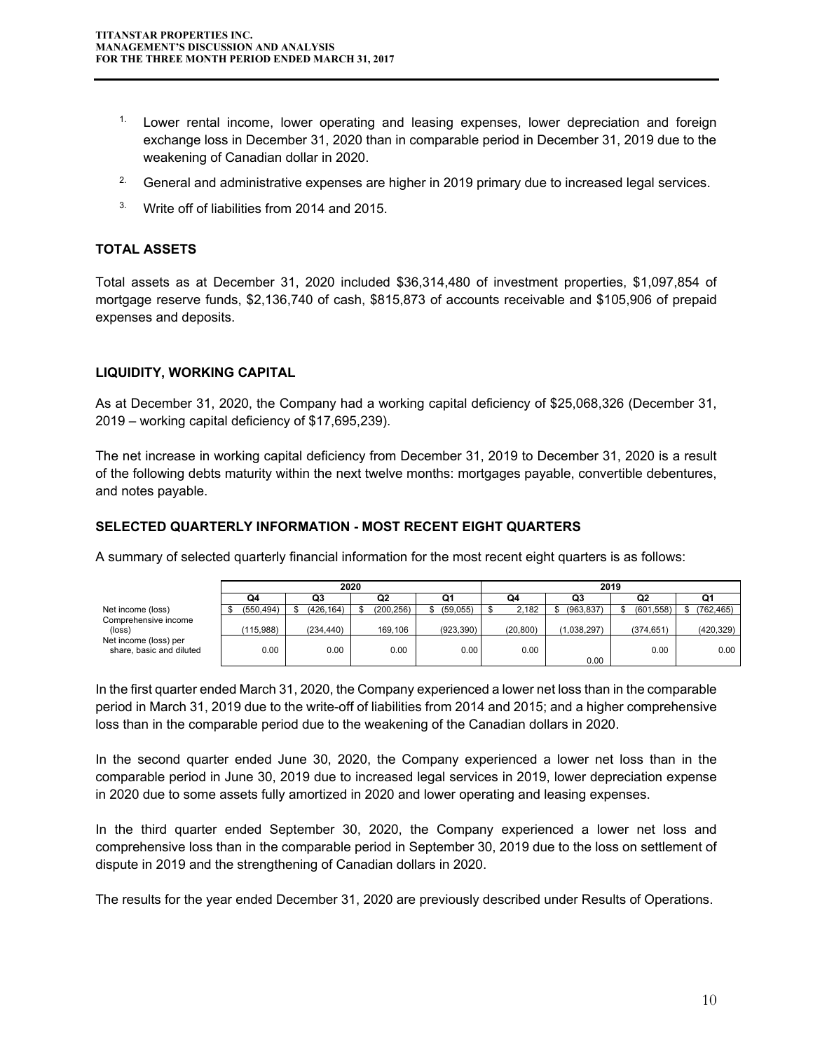1. Lower rental income, lower operating and leasing expenses, lower depreciation and foreign exchange loss in December 31, 2020 than in comparable period in December 31, 2019 due to the weakening of Canadian dollar in 2020.
2. General and administrative expenses are higher in 2019 primary due to increased legal services.
3. Write off of liabilities from 2014 and 2015.

## TOTAL ASSETS

Total assets as at December 31, 2020 included $36,314,480 of investment properties, $1,097,854 of mortgage reserve funds, $2,136,740 of cash, $815,873 of accounts receivable and $105,906 of prepaid expenses and deposits.

## LIQUIDITY, WORKING CAPITAL

As at December 31, 2020, the Company had a working capital deficiency of $25,068,326 (December 31, 2019 – working capital deficiency of $17,695,239).

The net increase in working capital deficiency from December 31, 2019 to December 31, 2020 is a result of the following debts maturity within the next twelve months: mortgages payable, convertible debentures, and notes payable.

## SELECTED QUARTERLY INFORMATION - MOST RECENT EIGHT QUARTERS

A summary of selected quarterly financial information for the most recent eight quarters is as follows:

| | 2020 | | | | 2019 | | | |
|---|---|---|---|---|---|---|---|---|
| | Q4 | Q3 | Q2 | Q1 | Q4 | Q3 | Q2 | Q1 |
| Net income (loss) | $ (550,494) | $ (426,164) | $ (200,256) | $ (59,055) | $ 2,182 | $ (963,837) | $ (601,558) | $ (762,465) |
| Comprehensive income (loss) | (115,988) | (234,440) | 169,106 | (923,390) | (20,800) | (1,038,297) | (374,651) | (420,329) |
| Net income (loss) per share, basic and diluted | 0.00 | 0.00 | 0.00 | 0.00 | 0.00 | 0.00 | 0.00 | 0.00 |

In the first quarter ended March 31, 2020, the Company experienced a lower net loss than in the comparable period in March 31, 2019 due to the write-off of liabilities from 2014 and 2015; and a higher comprehensive loss than in the comparable period due to the weakening of the Canadian dollars in 2020.

In the second quarter ended June 30, 2020, the Company experienced a lower net loss than in the comparable period in June 30, 2019 due to increased legal services in 2019, lower depreciation expense in 2020 due to some assets fully amortized in 2020 and lower operating and leasing expenses.

In the third quarter ended September 30, 2020, the Company experienced a lower net loss and comprehensive loss than in the comparable period in September 30, 2019 due to the loss on settlement of dispute in 2019 and the strengthening of Canadian dollars in 2020.

The results for the year ended December 31, 2020 are previously described under Results of Operations.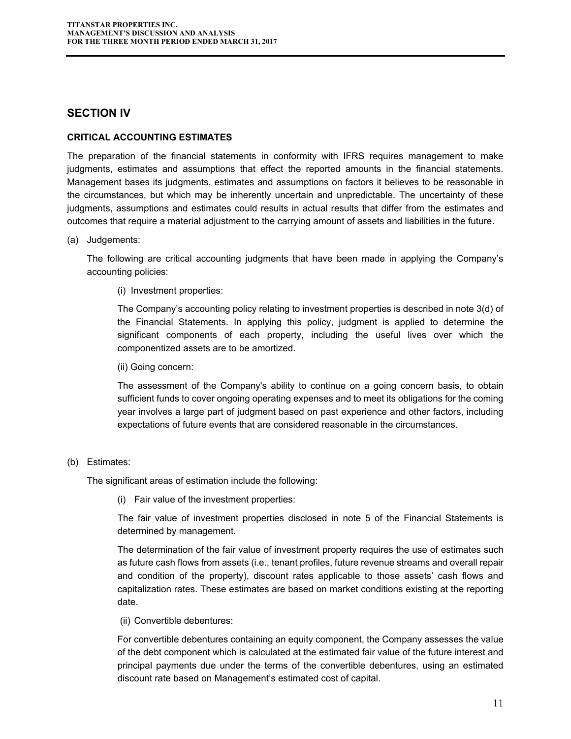## SECTION IV

### CRITICAL ACCOUNTING ESTIMATES

The preparation of the financial statements in conformity with IFRS requires management to make judgments, estimates and assumptions that effect the reported amounts in the financial statements. Management bases its judgments, estimates and assumptions on factors it believes to be reasonable in the circumstances, but which may be inherently uncertain and unpredictable. The uncertainty of these judgments, assumptions and estimates could results in actual results that differ from the estimates and outcomes that require a material adjustment to the carrying amount of assets and liabilities in the future.

(a) Judgements:

The following are critical accounting judgments that have been made in applying the Company's accounting policies:

(i) Investment properties:

The Company's accounting policy relating to investment properties is described in note 3(d) of the Financial Statements. In applying this policy, judgment is applied to determine the significant components of each property, including the useful lives over which the componentized assets are to be amortized.

(ii) Going concern:

The assessment of the Company's ability to continue on a going concern basis, to obtain sufficient funds to cover ongoing operating expenses and to meet its obligations for the coming year involves a large part of judgment based on past experience and other factors, including expectations of future events that are considered reasonable in the circumstances.

(b) Estimates:

The significant areas of estimation include the following:

(i) Fair value of the investment properties:

The fair value of investment properties disclosed in note 5 of the Financial Statements is determined by management.

The determination of the fair value of investment property requires the use of estimates such as future cash flows from assets (i.e., tenant profiles, future revenue streams and overall repair and condition of the property), discount rates applicable to those assets' cash flows and capitalization rates. These estimates are based on market conditions existing at the reporting date.

(ii) Convertible debentures:

For convertible debentures containing an equity component, the Company assesses the value of the debt component which is calculated at the estimated fair value of the future interest and principal payments due under the terms of the convertible debentures, using an estimated discount rate based on Management's estimated cost of capital.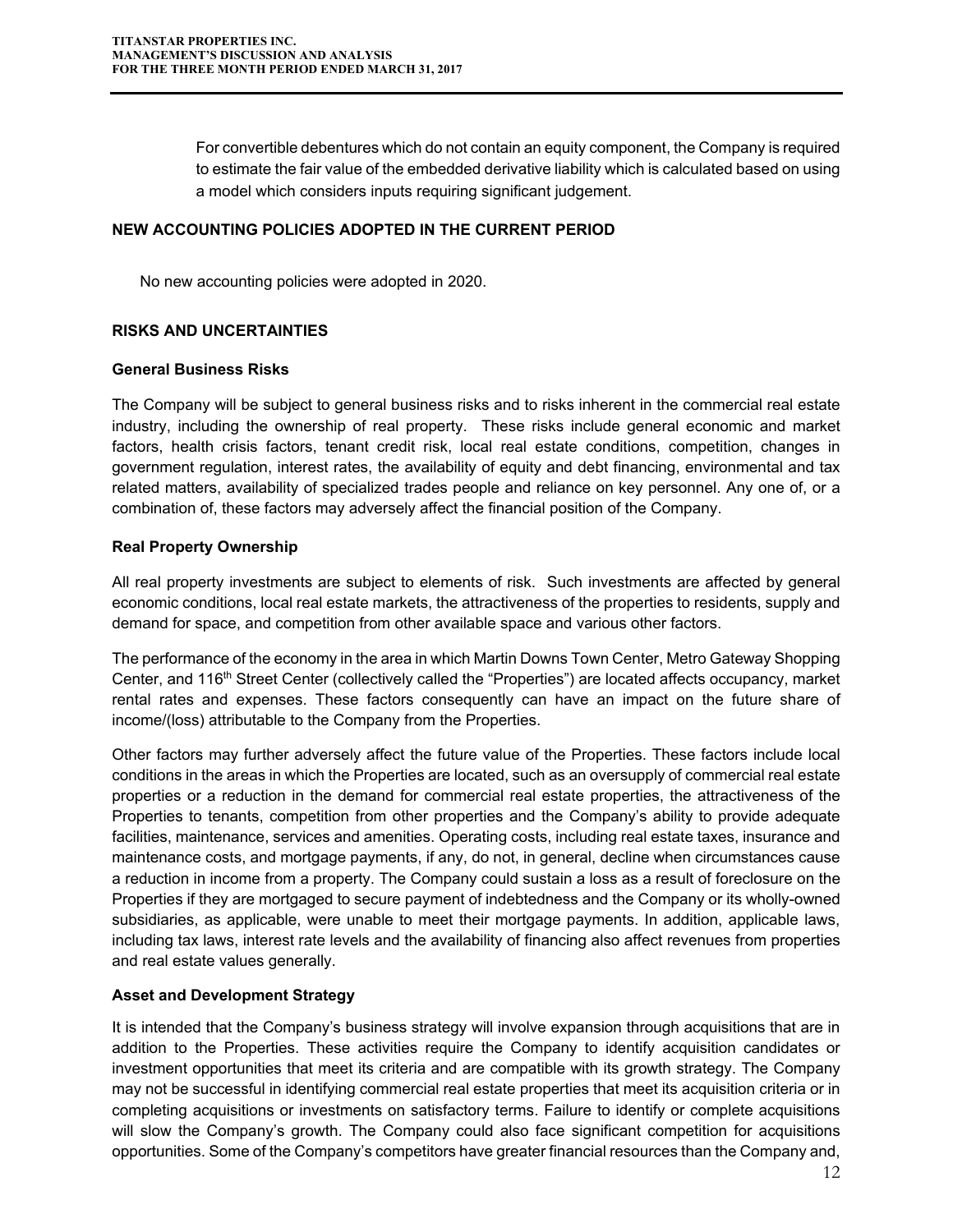For convertible debentures which do not contain an equity component, the Company is required to estimate the fair value of the embedded derivative liability which is calculated based on using a model which considers inputs requiring significant judgement.

## NEW ACCOUNTING POLICIES ADOPTED IN THE CURRENT PERIOD

No new accounting policies were adopted in 2020.

## RISKS AND UNCERTAINTIES

### General Business Risks

The Company will be subject to general business risks and to risks inherent in the commercial real estate industry, including the ownership of real property. These risks include general economic and market factors, health crisis factors, tenant credit risk, local real estate conditions, competition, changes in government regulation, interest rates, the availability of equity and debt financing, environmental and tax related matters, availability of specialized trades people and reliance on key personnel. Any one of, or a combination of, these factors may adversely affect the financial position of the Company.

### Real Property Ownership

All real property investments are subject to elements of risk. Such investments are affected by general economic conditions, local real estate markets, the attractiveness of the properties to residents, supply and demand for space, and competition from other available space and various other factors.

The performance of the economy in the area in which Martin Downs Town Center, Metro Gateway Shopping Center, and 116th Street Center (collectively called the "Properties") are located affects occupancy, market rental rates and expenses. These factors consequently can have an impact on the future share of income/(loss) attributable to the Company from the Properties.

Other factors may further adversely affect the future value of the Properties. These factors include local conditions in the areas in which the Properties are located, such as an oversupply of commercial real estate properties or a reduction in the demand for commercial real estate properties, the attractiveness of the Properties to tenants, competition from other properties and the Company's ability to provide adequate facilities, maintenance, services and amenities. Operating costs, including real estate taxes, insurance and maintenance costs, and mortgage payments, if any, do not, in general, decline when circumstances cause a reduction in income from a property. The Company could sustain a loss as a result of foreclosure on the Properties if they are mortgaged to secure payment of indebtedness and the Company or its wholly-owned subsidiaries, as applicable, were unable to meet their mortgage payments. In addition, applicable laws, including tax laws, interest rate levels and the availability of financing also affect revenues from properties and real estate values generally.

### Asset and Development Strategy

It is intended that the Company's business strategy will involve expansion through acquisitions that are in addition to the Properties. These activities require the Company to identify acquisition candidates or investment opportunities that meet its criteria and are compatible with its growth strategy. The Company may not be successful in identifying commercial real estate properties that meet its acquisition criteria or in completing acquisitions or investments on satisfactory terms. Failure to identify or complete acquisitions will slow the Company's growth. The Company could also face significant competition for acquisitions opportunities. Some of the Company's competitors have greater financial resources than the Company and,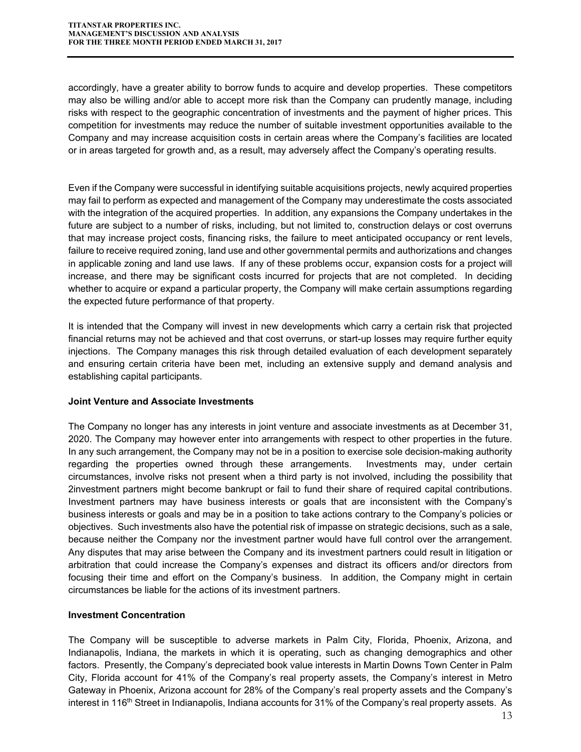accordingly, have a greater ability to borrow funds to acquire and develop properties. These competitors may also be willing and/or able to accept more risk than the Company can prudently manage, including risks with respect to the geographic concentration of investments and the payment of higher prices. This competition for investments may reduce the number of suitable investment opportunities available to the Company and may increase acquisition costs in certain areas where the Company's facilities are located or in areas targeted for growth and, as a result, may adversely affect the Company's operating results.

Even if the Company were successful in identifying suitable acquisitions projects, newly acquired properties may fail to perform as expected and management of the Company may underestimate the costs associated with the integration of the acquired properties. In addition, any expansions the Company undertakes in the future are subject to a number of risks, including, but not limited to, construction delays or cost overruns that may increase project costs, financing risks, the failure to meet anticipated occupancy or rent levels, failure to receive required zoning, land use and other governmental permits and authorizations and changes in applicable zoning and land use laws. If any of these problems occur, expansion costs for a project will increase, and there may be significant costs incurred for projects that are not completed. In deciding whether to acquire or expand a particular property, the Company will make certain assumptions regarding the expected future performance of that property.

It is intended that the Company will invest in new developments which carry a certain risk that projected financial returns may not be achieved and that cost overruns, or start-up losses may require further equity injections. The Company manages this risk through detailed evaluation of each development separately and ensuring certain criteria have been met, including an extensive supply and demand analysis and establishing capital participants.

**Joint Venture and Associate Investments**

The Company no longer has any interests in joint venture and associate investments as at December 31, 2020. The Company may however enter into arrangements with respect to other properties in the future. In any such arrangement, the Company may not be in a position to exercise sole decision-making authority regarding the properties owned through these arrangements. Investments may, under certain circumstances, involve risks not present when a third party is not involved, including the possibility that 2investment partners might become bankrupt or fail to fund their share of required capital contributions. Investment partners may have business interests or goals that are inconsistent with the Company's business interests or goals and may be in a position to take actions contrary to the Company's policies or objectives. Such investments also have the potential risk of impasse on strategic decisions, such as a sale, because neither the Company nor the investment partner would have full control over the arrangement. Any disputes that may arise between the Company and its investment partners could result in litigation or arbitration that could increase the Company's expenses and distract its officers and/or directors from focusing their time and effort on the Company's business. In addition, the Company might in certain circumstances be liable for the actions of its investment partners.

**Investment Concentration**

The Company will be susceptible to adverse markets in Palm City, Florida, Phoenix, Arizona, and Indianapolis, Indiana, the markets in which it is operating, such as changing demographics and other factors. Presently, the Company's depreciated book value interests in Martin Downs Town Center in Palm City, Florida account for 41% of the Company's real property assets, the Company's interest in Metro Gateway in Phoenix, Arizona account for 28% of the Company's real property assets and the Company's interest in 116th Street in Indianapolis, Indiana accounts for 31% of the Company's real property assets. As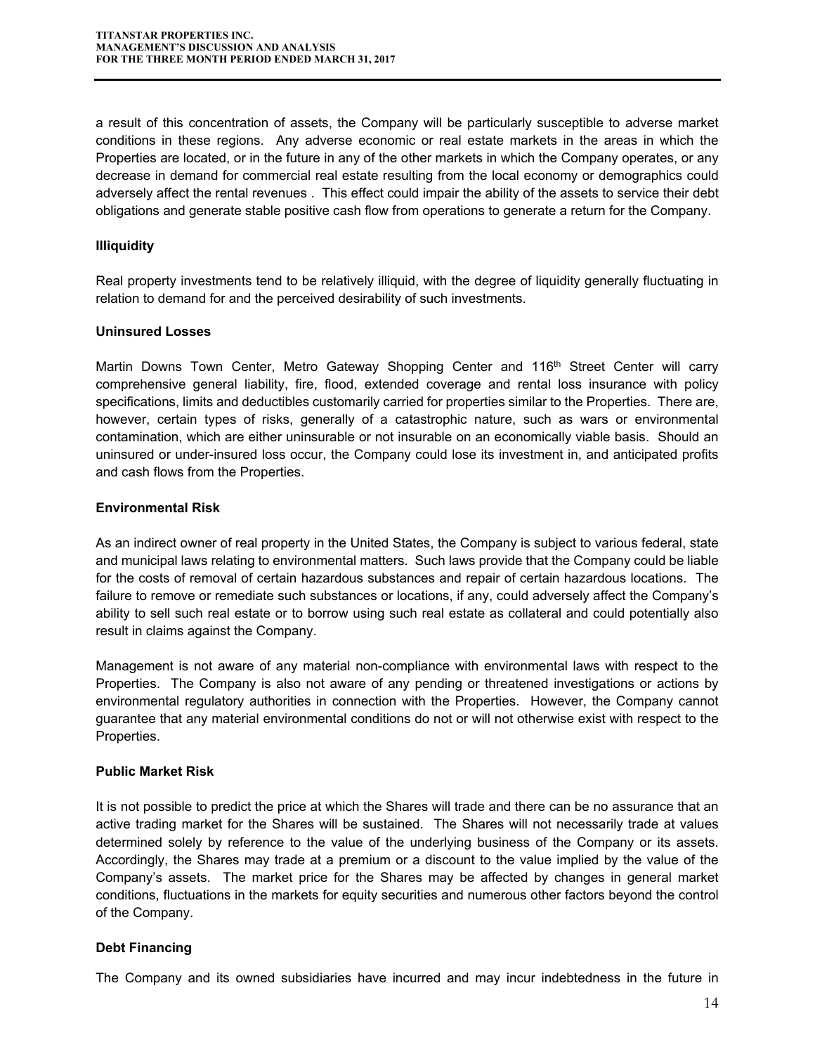a result of this concentration of assets, the Company will be particularly susceptible to adverse market conditions in these regions. Any adverse economic or real estate markets in the areas in which the Properties are located, or in the future in any of the other markets in which the Company operates, or any decrease in demand for commercial real estate resulting from the local economy or demographics could adversely affect the rental revenues . This effect could impair the ability of the assets to service their debt obligations and generate stable positive cash flow from operations to generate a return for the Company.

**Illiquidity**

Real property investments tend to be relatively illiquid, with the degree of liquidity generally fluctuating in relation to demand for and the perceived desirability of such investments.

**Uninsured Losses**

Martin Downs Town Center, Metro Gateway Shopping Center and 116th Street Center will carry comprehensive general liability, fire, flood, extended coverage and rental loss insurance with policy specifications, limits and deductibles customarily carried for properties similar to the Properties. There are, however, certain types of risks, generally of a catastrophic nature, such as wars or environmental contamination, which are either uninsurable or not insurable on an economically viable basis. Should an uninsured or under-insured loss occur, the Company could lose its investment in, and anticipated profits and cash flows from the Properties.

**Environmental Risk**

As an indirect owner of real property in the United States, the Company is subject to various federal, state and municipal laws relating to environmental matters. Such laws provide that the Company could be liable for the costs of removal of certain hazardous substances and repair of certain hazardous locations. The failure to remove or remediate such substances or locations, if any, could adversely affect the Company's ability to sell such real estate or to borrow using such real estate as collateral and could potentially also result in claims against the Company.

Management is not aware of any material non-compliance with environmental laws with respect to the Properties. The Company is also not aware of any pending or threatened investigations or actions by environmental regulatory authorities in connection with the Properties. However, the Company cannot guarantee that any material environmental conditions do not or will not otherwise exist with respect to the Properties.

**Public Market Risk**

It is not possible to predict the price at which the Shares will trade and there can be no assurance that an active trading market for the Shares will be sustained. The Shares will not necessarily trade at values determined solely by reference to the value of the underlying business of the Company or its assets. Accordingly, the Shares may trade at a premium or a discount to the value implied by the value of the Company's assets. The market price for the Shares may be affected by changes in general market conditions, fluctuations in the markets for equity securities and numerous other factors beyond the control of the Company.

**Debt Financing**

The Company and its owned subsidiaries have incurred and may incur indebtedness in the future in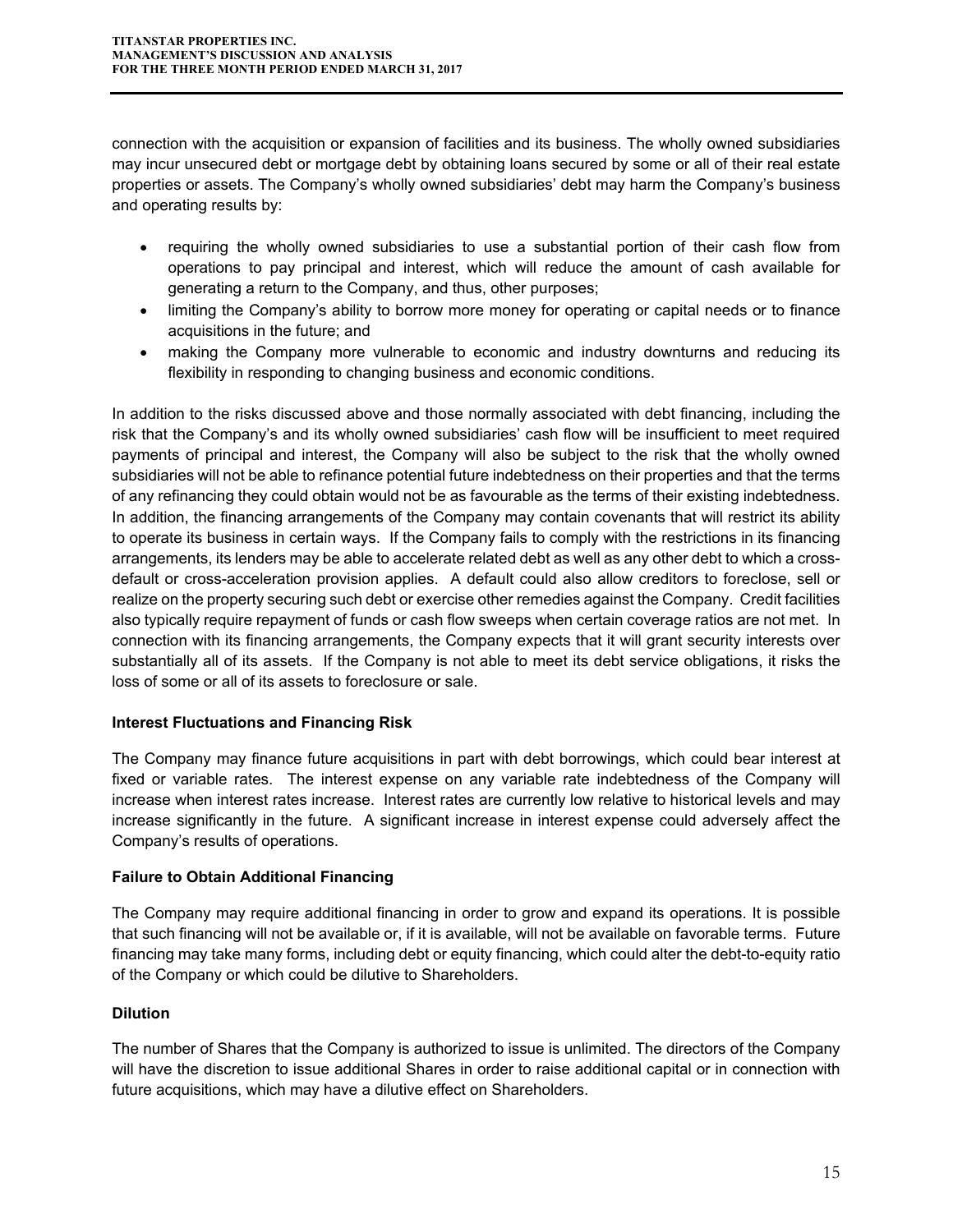connection with the acquisition or expansion of facilities and its business. The wholly owned subsidiaries may incur unsecured debt or mortgage debt by obtaining loans secured by some or all of their real estate properties or assets. The Company's wholly owned subsidiaries' debt may harm the Company's business and operating results by:

- requiring the wholly owned subsidiaries to use a substantial portion of their cash flow from operations to pay principal and interest, which will reduce the amount of cash available for generating a return to the Company, and thus, other purposes;
- limiting the Company's ability to borrow more money for operating or capital needs or to finance acquisitions in the future; and
- making the Company more vulnerable to economic and industry downturns and reducing its flexibility in responding to changing business and economic conditions.

In addition to the risks discussed above and those normally associated with debt financing, including the risk that the Company's and its wholly owned subsidiaries' cash flow will be insufficient to meet required payments of principal and interest, the Company will also be subject to the risk that the wholly owned subsidiaries will not be able to refinance potential future indebtedness on their properties and that the terms of any refinancing they could obtain would not be as favourable as the terms of their existing indebtedness. In addition, the financing arrangements of the Company may contain covenants that will restrict its ability to operate its business in certain ways. If the Company fails to comply with the restrictions in its financing arrangements, its lenders may be able to accelerate related debt as well as any other debt to which a cross-default or cross-acceleration provision applies. A default could also allow creditors to foreclose, sell or realize on the property securing such debt or exercise other remedies against the Company. Credit facilities also typically require repayment of funds or cash flow sweeps when certain coverage ratios are not met. In connection with its financing arrangements, the Company expects that it will grant security interests over substantially all of its assets. If the Company is not able to meet its debt service obligations, it risks the loss of some or all of its assets to foreclosure or sale.

**Interest Fluctuations and Financing Risk**

The Company may finance future acquisitions in part with debt borrowings, which could bear interest at fixed or variable rates. The interest expense on any variable rate indebtedness of the Company will increase when interest rates increase. Interest rates are currently low relative to historical levels and may increase significantly in the future. A significant increase in interest expense could adversely affect the Company's results of operations.

**Failure to Obtain Additional Financing**

The Company may require additional financing in order to grow and expand its operations. It is possible that such financing will not be available or, if it is available, will not be available on favorable terms. Future financing may take many forms, including debt or equity financing, which could alter the debt-to-equity ratio of the Company or which could be dilutive to Shareholders.

**Dilution**

The number of Shares that the Company is authorized to issue is unlimited. The directors of the Company will have the discretion to issue additional Shares in order to raise additional capital or in connection with future acquisitions, which may have a dilutive effect on Shareholders.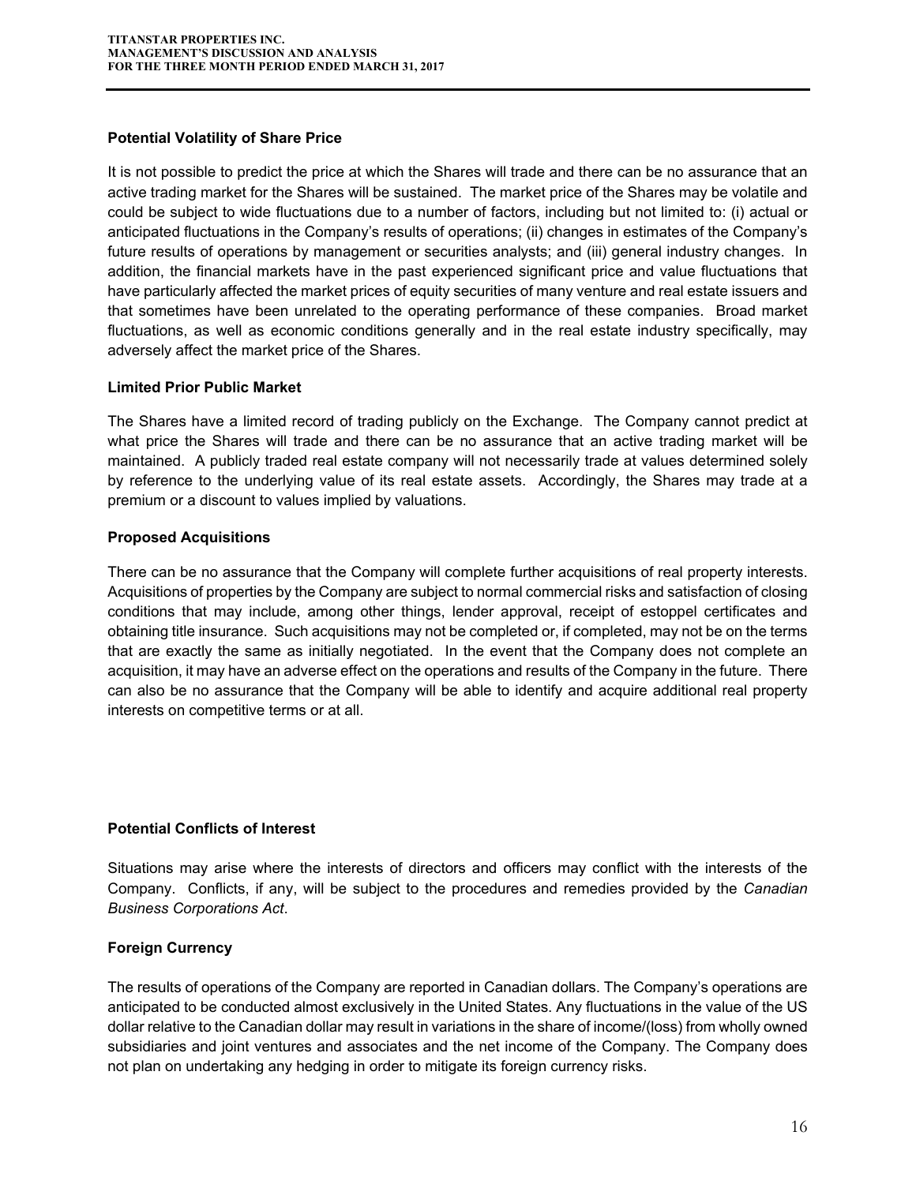### Potential Volatility of Share Price

It is not possible to predict the price at which the Shares will trade and there can be no assurance that an active trading market for the Shares will be sustained. The market price of the Shares may be volatile and could be subject to wide fluctuations due to a number of factors, including but not limited to: (i) actual or anticipated fluctuations in the Company's results of operations; (ii) changes in estimates of the Company's future results of operations by management or securities analysts; and (iii) general industry changes. In addition, the financial markets have in the past experienced significant price and value fluctuations that have particularly affected the market prices of equity securities of many venture and real estate issuers and that sometimes have been unrelated to the operating performance of these companies. Broad market fluctuations, as well as economic conditions generally and in the real estate industry specifically, may adversely affect the market price of the Shares.

### Limited Prior Public Market

The Shares have a limited record of trading publicly on the Exchange. The Company cannot predict at what price the Shares will trade and there can be no assurance that an active trading market will be maintained. A publicly traded real estate company will not necessarily trade at values determined solely by reference to the underlying value of its real estate assets. Accordingly, the Shares may trade at a premium or a discount to values implied by valuations.

### Proposed Acquisitions

There can be no assurance that the Company will complete further acquisitions of real property interests. Acquisitions of properties by the Company are subject to normal commercial risks and satisfaction of closing conditions that may include, among other things, lender approval, receipt of estoppel certificates and obtaining title insurance. Such acquisitions may not be completed or, if completed, may not be on the terms that are exactly the same as initially negotiated. In the event that the Company does not complete an acquisition, it may have an adverse effect on the operations and results of the Company in the future. There can also be no assurance that the Company will be able to identify and acquire additional real property interests on competitive terms or at all.

### Potential Conflicts of Interest

Situations may arise where the interests of directors and officers may conflict with the interests of the Company. Conflicts, if any, will be subject to the procedures and remedies provided by the *Canadian Business Corporations Act*.

### Foreign Currency

The results of operations of the Company are reported in Canadian dollars. The Company's operations are anticipated to be conducted almost exclusively in the United States. Any fluctuations in the value of the US dollar relative to the Canadian dollar may result in variations in the share of income/(loss) from wholly owned subsidiaries and joint ventures and associates and the net income of the Company. The Company does not plan on undertaking any hedging in order to mitigate its foreign currency risks.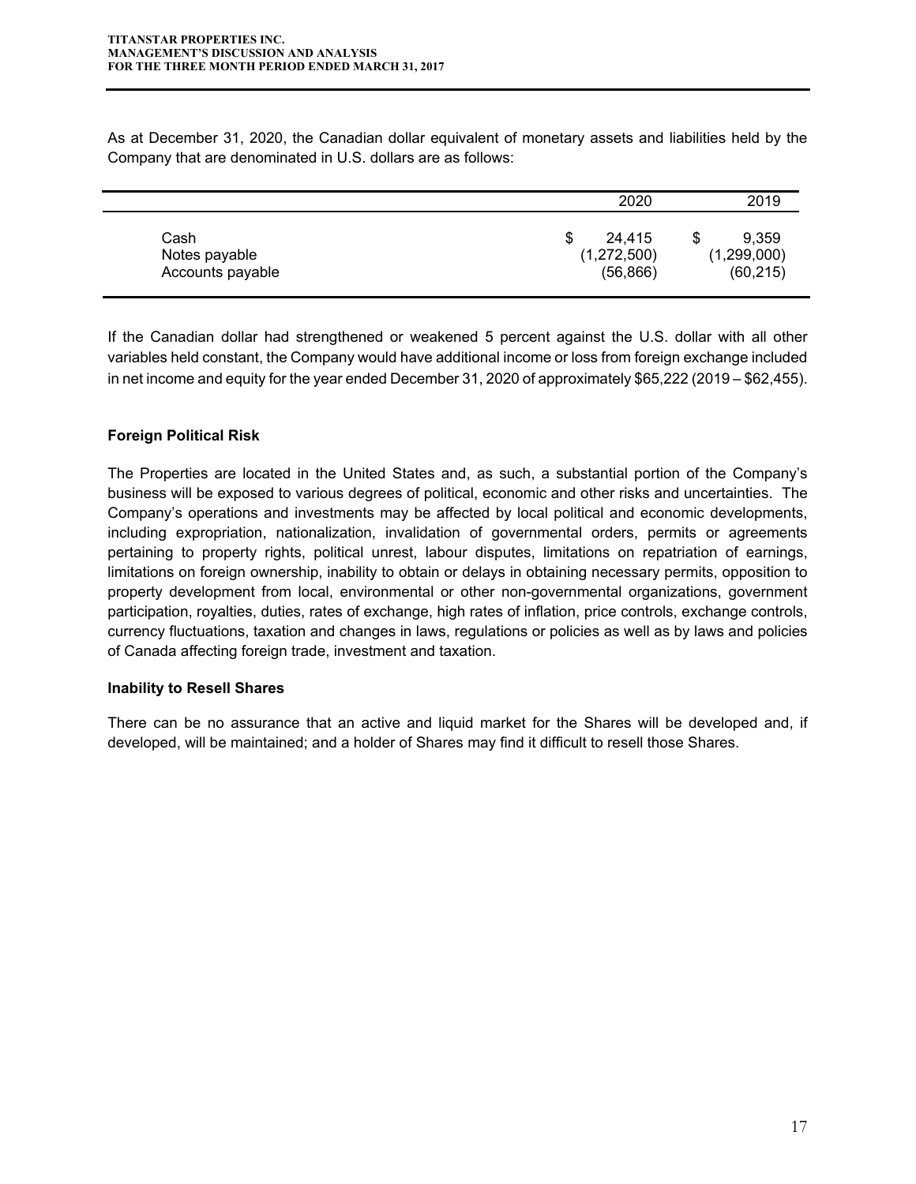As at December 31, 2020, the Canadian dollar equivalent of monetary assets and liabilities held by the Company that are denominated in U.S. dollars are as follows:

| | 2020 | 2019 |
|---|---|---|
| Cash | $ 24,415 | $ 9,359 |
| Notes payable | (1,272,500) | (1,299,000) |
| Accounts payable | (56,866) | (60,215) |

If the Canadian dollar had strengthened or weakened 5 percent against the U.S. dollar with all other variables held constant, the Company would have additional income or loss from foreign exchange included in net income and equity for the year ended December 31, 2020 of approximately $65,222 (2019 – $62,455).

**Foreign Political Risk**

The Properties are located in the United States and, as such, a substantial portion of the Company's business will be exposed to various degrees of political, economic and other risks and uncertainties. The Company's operations and investments may be affected by local political and economic developments, including expropriation, nationalization, invalidation of governmental orders, permits or agreements pertaining to property rights, political unrest, labour disputes, limitations on repatriation of earnings, limitations on foreign ownership, inability to obtain or delays in obtaining necessary permits, opposition to property development from local, environmental or other non-governmental organizations, government participation, royalties, duties, rates of exchange, high rates of inflation, price controls, exchange controls, currency fluctuations, taxation and changes in laws, regulations or policies as well as by laws and policies of Canada affecting foreign trade, investment and taxation.

**Inability to Resell Shares**

There can be no assurance that an active and liquid market for the Shares will be developed and, if developed, will be maintained; and a holder of Shares may find it difficult to resell those Shares.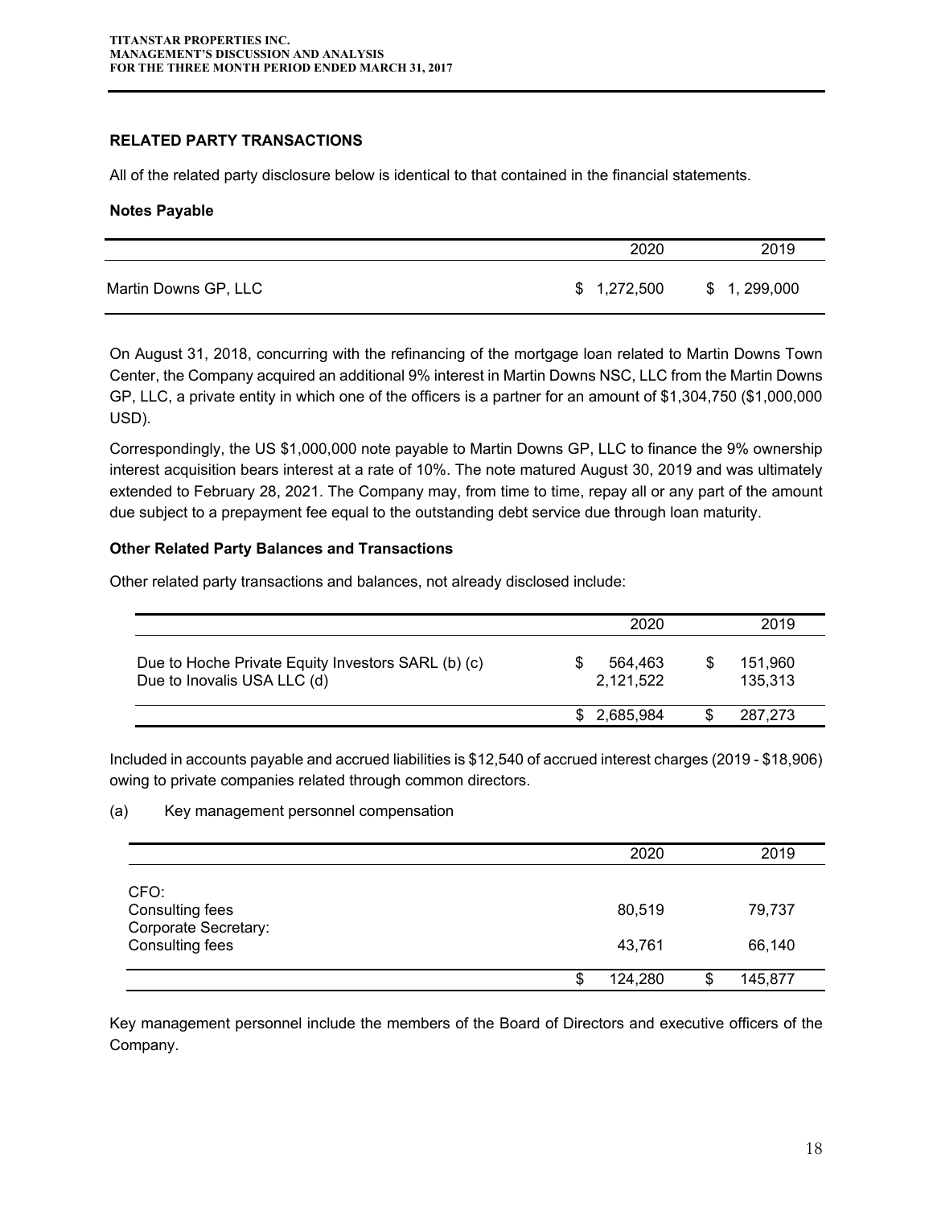## RELATED PARTY TRANSACTIONS

All of the related party disclosure below is identical to that contained in the financial statements.

### Notes Payable

| | 2020 | 2019 |
|---|---|---|
| Martin Downs GP, LLC | $ 1,272,500 | $ 1, 299,000 |

On August 31, 2018, concurring with the refinancing of the mortgage loan related to Martin Downs Town Center, the Company acquired an additional 9% interest in Martin Downs NSC, LLC from the Martin Downs GP, LLC, a private entity in which one of the officers is a partner for an amount of $1,304,750 ($1,000,000 USD).

Correspondingly, the US $1,000,000 note payable to Martin Downs GP, LLC to finance the 9% ownership interest acquisition bears interest at a rate of 10%. The note matured August 30, 2019 and was ultimately extended to February 28, 2021. The Company may, from time to time, repay all or any part of the amount due subject to a prepayment fee equal to the outstanding debt service due through loan maturity.

### Other Related Party Balances and Transactions

Other related party transactions and balances, not already disclosed include:

| | 2020 | 2019 |
|---|---|---|
| Due to Hoche Private Equity Investors SARL (b) (c) | $ 564,463 | $ 151,960 |
| Due to Inovalis USA LLC (d) | 2,121,522 | 135,313 |
| | $ 2,685,984 | $ 287,273 |

Included in accounts payable and accrued liabilities is $12,540 of accrued interest charges (2019 - $18,906) owing to private companies related through common directors.

(a) Key management personnel compensation

| | 2020 | 2019 |
|---|---|---|
| CFO: | | |
| Consulting fees | 80,519 | 79,737 |
| Corporate Secretary: | | |
| Consulting fees | 43,761 | 66,140 |
| | $ 124,280 | $ 145,877 |

Key management personnel include the members of the Board of Directors and executive officers of the Company.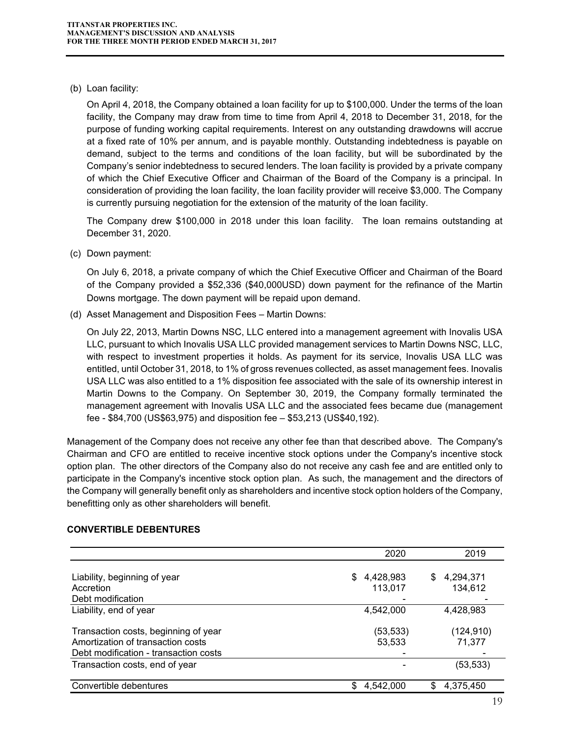(b) Loan facility:

On April 4, 2018, the Company obtained a loan facility for up to $100,000. Under the terms of the loan facility, the Company may draw from time to time from April 4, 2018 to December 31, 2018, for the purpose of funding working capital requirements. Interest on any outstanding drawdowns will accrue at a fixed rate of 10% per annum, and is payable monthly. Outstanding indebtedness is payable on demand, subject to the terms and conditions of the loan facility, but will be subordinated by the Company's senior indebtedness to secured lenders. The loan facility is provided by a private company of which the Chief Executive Officer and Chairman of the Board of the Company is a principal. In consideration of providing the loan facility, the loan facility provider will receive $3,000. The Company is currently pursuing negotiation for the extension of the maturity of the loan facility.

The Company drew $100,000 in 2018 under this loan facility. The loan remains outstanding at December 31, 2020.

(c) Down payment:

On July 6, 2018, a private company of which the Chief Executive Officer and Chairman of the Board of the Company provided a $52,336 ($40,000USD) down payment for the refinance of the Martin Downs mortgage. The down payment will be repaid upon demand.

(d) Asset Management and Disposition Fees – Martin Downs:

On July 22, 2013, Martin Downs NSC, LLC entered into a management agreement with Inovalis USA LLC, pursuant to which Inovalis USA LLC provided management services to Martin Downs NSC, LLC, with respect to investment properties it holds. As payment for its service, Inovalis USA LLC was entitled, until October 31, 2018, to 1% of gross revenues collected, as asset management fees. Inovalis USA LLC was also entitled to a 1% disposition fee associated with the sale of its ownership interest in Martin Downs to the Company. On September 30, 2019, the Company formally terminated the management agreement with Inovalis USA LLC and the associated fees became due (management fee - $84,700 (US$63,975) and disposition fee – $53,213 (US$40,192).

Management of the Company does not receive any other fee than that described above. The Company's Chairman and CFO are entitled to receive incentive stock options under the Company's incentive stock option plan. The other directors of the Company also do not receive any cash fee and are entitled only to participate in the Company's incentive stock option plan. As such, the management and the directors of the Company will generally benefit only as shareholders and incentive stock option holders of the Company, benefitting only as other shareholders will benefit.

## CONVERTIBLE DEBENTURES

| | 2020 | 2019 |
|---|---|---|
| Liability, beginning of year | $ 4,428,983 | $ 4,294,371 |
| Accretion | 113,017 | 134,612 |
| Debt modification | - | - |
| Liability, end of year | 4,542,000 | 4,428,983 |
| Transaction costs, beginning of year | (53,533) | (124,910) |
| Amortization of transaction costs | 53,533 | 71,377 |
| Debt modification - transaction costs | - | - |
| Transaction costs, end of year | - | (53,533) |
| Convertible debentures | $ 4,542,000 | $ 4,375,450 |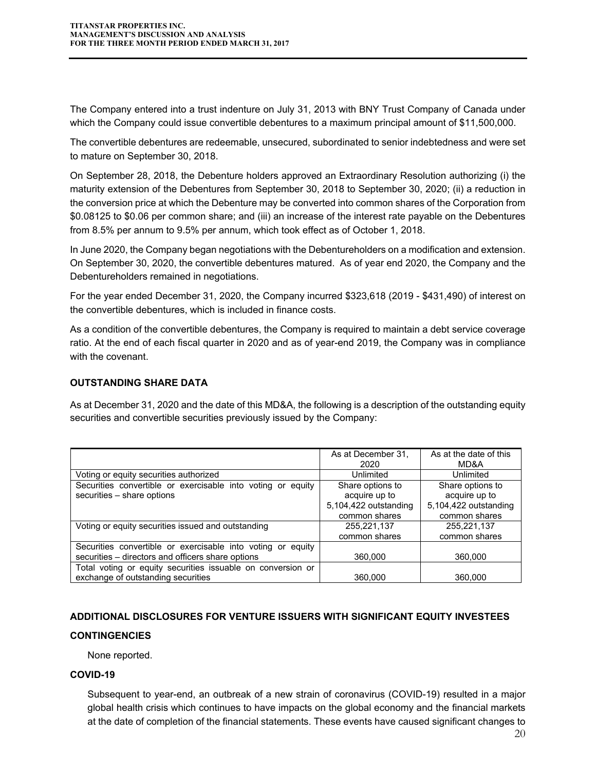The Company entered into a trust indenture on July 31, 2013 with BNY Trust Company of Canada under which the Company could issue convertible debentures to a maximum principal amount of $11,500,000.

The convertible debentures are redeemable, unsecured, subordinated to senior indebtedness and were set to mature on September 30, 2018.

On September 28, 2018, the Debenture holders approved an Extraordinary Resolution authorizing (i) the maturity extension of the Debentures from September 30, 2018 to September 30, 2020; (ii) a reduction in the conversion price at which the Debenture may be converted into common shares of the Corporation from $0.08125 to $0.06 per common share; and (iii) an increase of the interest rate payable on the Debentures from 8.5% per annum to 9.5% per annum, which took effect as of October 1, 2018.

In June 2020, the Company began negotiations with the Debentureholders on a modification and extension. On September 30, 2020, the convertible debentures matured. As of year end 2020, the Company and the Debentureholders remained in negotiations.

For the year ended December 31, 2020, the Company incurred $323,618 (2019 - $431,490) of interest on the convertible debentures, which is included in finance costs.

As a condition of the convertible debentures, the Company is required to maintain a debt service coverage ratio. At the end of each fiscal quarter in 2020 and as of year-end 2019, the Company was in compliance with the covenant.

## OUTSTANDING SHARE DATA

As at December 31, 2020 and the date of this MD&A, the following is a description of the outstanding equity securities and convertible securities previously issued by the Company:

| | As at December 31, 2020 | As at the date of this MD&A |
|---|---|---|
| Voting or equity securities authorized | Unlimited | Unlimited |
| Securities convertible or exercisable into voting or equity securities – share options | Share options to acquire up to 5,104,422 outstanding common shares | Share options to acquire up to 5,104,422 outstanding common shares |
| Voting or equity securities issued and outstanding | 255,221,137 common shares | 255,221,137 common shares |
| Securities convertible or exercisable into voting or equity securities – directors and officers share options | 360,000 | 360,000 |
| Total voting or equity securities issuable on conversion or exchange of outstanding securities | 360,000 | 360,000 |

## ADDITIONAL DISCLOSURES FOR VENTURE ISSUERS WITH SIGNIFICANT EQUITY INVESTEES

## CONTINGENCIES

None reported.

## COVID-19

Subsequent to year-end, an outbreak of a new strain of coronavirus (COVID-19) resulted in a major global health crisis which continues to have impacts on the global economy and the financial markets at the date of completion of the financial statements. These events have caused significant changes to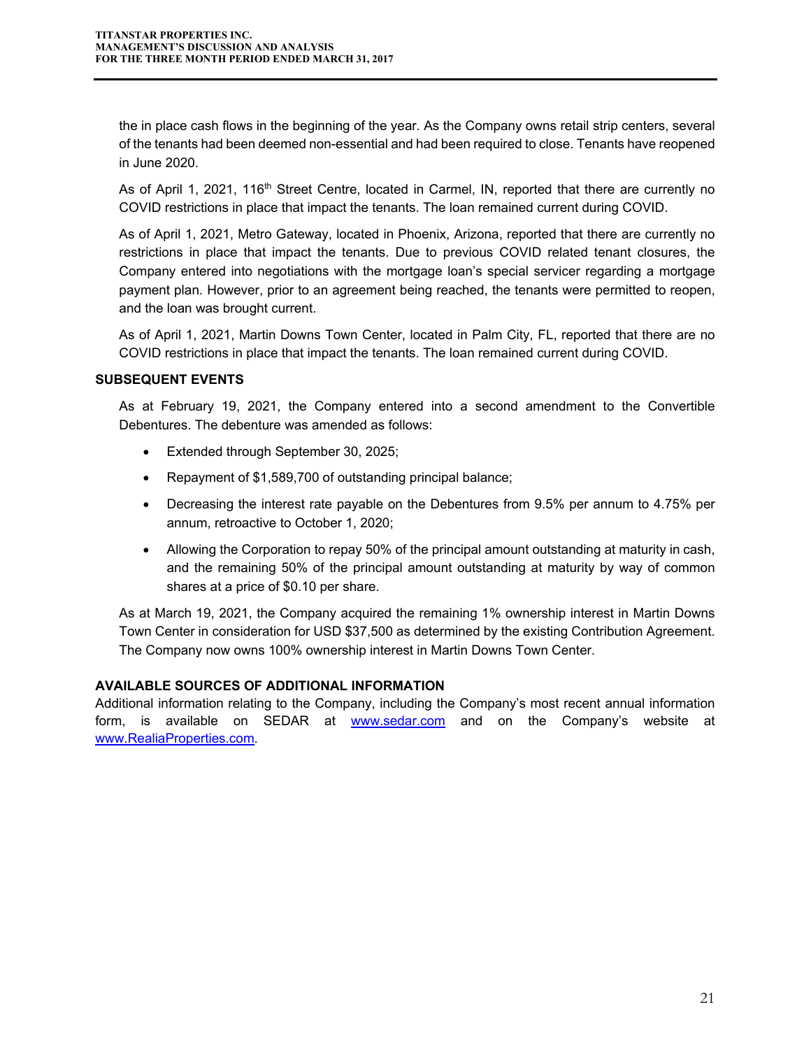the in place cash flows in the beginning of the year. As the Company owns retail strip centers, several of the tenants had been deemed non-essential and had been required to close. Tenants have reopened in June 2020.

As of April 1, 2021, 116th Street Centre, located in Carmel, IN, reported that there are currently no COVID restrictions in place that impact the tenants. The loan remained current during COVID.

As of April 1, 2021, Metro Gateway, located in Phoenix, Arizona, reported that there are currently no restrictions in place that impact the tenants. Due to previous COVID related tenant closures, the Company entered into negotiations with the mortgage loan's special servicer regarding a mortgage payment plan. However, prior to an agreement being reached, the tenants were permitted to reopen, and the loan was brought current.

As of April 1, 2021, Martin Downs Town Center, located in Palm City, FL, reported that there are no COVID restrictions in place that impact the tenants. The loan remained current during COVID.

## SUBSEQUENT EVENTS

As at February 19, 2021, the Company entered into a second amendment to the Convertible Debentures. The debenture was amended as follows:

- Extended through September 30, 2025;
- Repayment of $1,589,700 of outstanding principal balance;
- Decreasing the interest rate payable on the Debentures from 9.5% per annum to 4.75% per annum, retroactive to October 1, 2020;
- Allowing the Corporation to repay 50% of the principal amount outstanding at maturity in cash, and the remaining 50% of the principal amount outstanding at maturity by way of common shares at a price of $0.10 per share.

As at March 19, 2021, the Company acquired the remaining 1% ownership interest in Martin Downs Town Center in consideration for USD $37,500 as determined by the existing Contribution Agreement. The Company now owns 100% ownership interest in Martin Downs Town Center.

## AVAILABLE SOURCES OF ADDITIONAL INFORMATION

Additional information relating to the Company, including the Company's most recent annual information form, is available on SEDAR at www.sedar.com and on the Company's website at www.RealiaProperties.com.